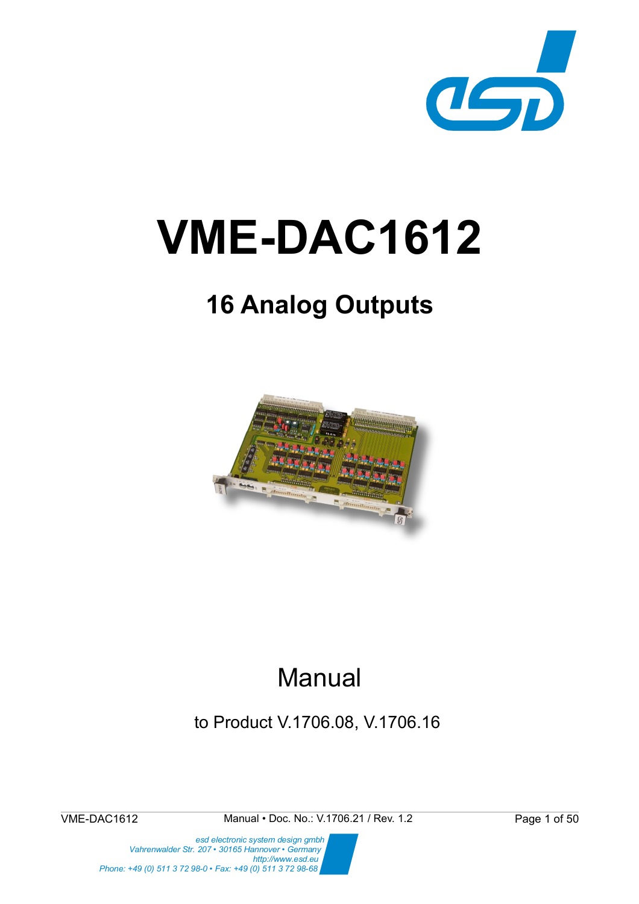# VME-DAC1612

## 16 Analog Outputs

Manual

to Product V.1706.08, V.1706.16

VME-DAC1612 Manual • Doc. No.: V.1706.21 / Rev. 1.2

*esd electronic system design gmbh*
*Vahrenwalder Str. 207 • 30165 Hannover • Germany*
*http://www.esd.eu*
*Phone: +49 (0) 511 3 72 98-0 • Fax: +49 (0) 511 3 72 98-68*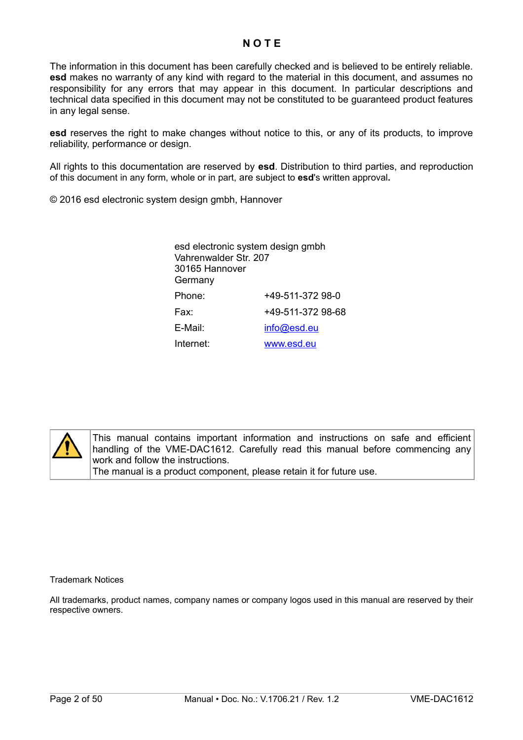# N O T E

The information in this document has been carefully checked and is believed to be entirely reliable. **esd** makes no warranty of any kind with regard to the material in this document, and assumes no responsibility for any errors that may appear in this document. In particular descriptions and technical data specified in this document may not be constituted to be guaranteed product features in any legal sense.

**esd** reserves the right to make changes without notice to this, or any of its products, to improve reliability, performance or design.

All rights to this documentation are reserved by **esd**. Distribution to third parties, and reproduction of this document in any form, whole or in part, are subject to **esd**'s written approval**.**

© 2016 esd electronic system design gmbh, Hannover

esd electronic system design gmbh
Vahrenwalder Str. 207
30165 Hannover
Germany

| | |
|---|---|
| Phone: | +49-511-372 98-0 |
| Fax: | +49-511-372 98-68 |
| E-Mail: | info@esd.eu |
| Internet: | www.esd.eu |

| | |
|---|---|
| ⚠ | This manual contains important information and instructions on safe and efficient handling of the VME-DAC1612. Carefully read this manual before commencing any work and follow the instructions.<br>The manual is a product component, please retain it for future use. |

Trademark Notices

All trademarks, product names, company names or company logos used in this manual are reserved by their respective owners.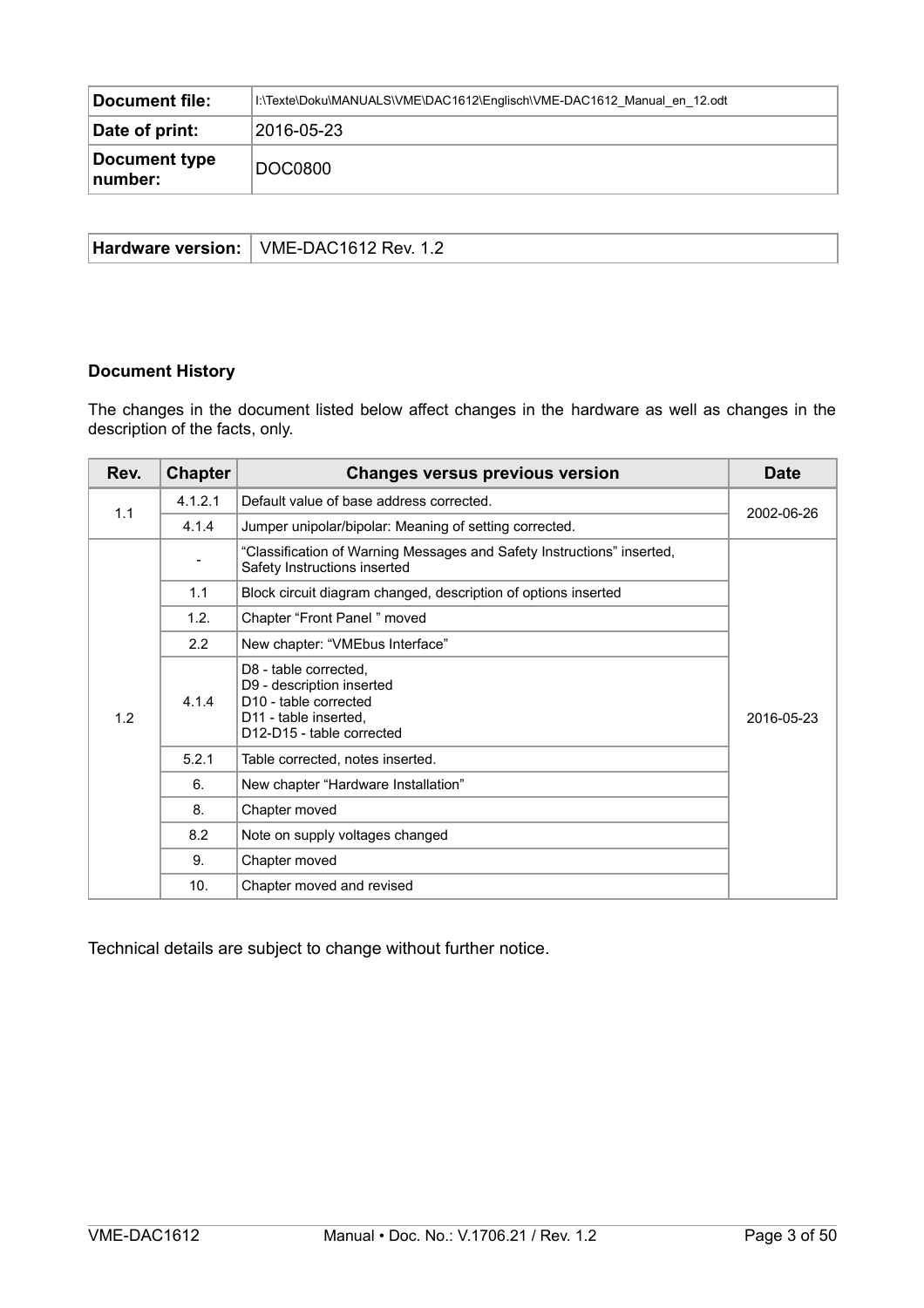| Document file: | I:\Texte\Doku\MANUALS\VME\DAC1612\Englisch\VME-DAC1612_Manual_en_12.odt |
|---|---|
| Date of print: | 2016-05-23 |
| Document type number: | DOC0800 |

| Hardware version: | VME-DAC1612 Rev. 1.2 |
|---|---|

**Document History**

The changes in the document listed below affect changes in the hardware as well as changes in the description of the facts, only.

| Rev. | Chapter | Changes versus previous version | Date |
|---|---|---|---|
| 1.1 | 4.1.2.1 | Default value of base address corrected. | 2002-06-26 |
| | 4.1.4 | Jumper unipolar/bipolar: Meaning of setting corrected. | |
| 1.2 | - | "Classification of Warning Messages and Safety Instructions" inserted, Safety Instructions inserted | 2016-05-23 |
| | 1.1 | Block circuit diagram changed, description of options inserted | |
| | 1.2. | Chapter "Front Panel " moved | |
| | 2.2 | New chapter: "VMEbus Interface" | |
| | 4.1.4 | D8 - table corrected,<br>D9 - description inserted<br>D10 - table corrected<br>D11 - table inserted,<br>D12-D15 - table corrected | |
| | 5.2.1 | Table corrected, notes inserted. | |
| | 6. | New chapter "Hardware Installation" | |
| | 8. | Chapter moved | |
| | 8.2 | Note on supply voltages changed | |
| | 9. | Chapter moved | |
| | 10. | Chapter moved and revised | |

Technical details are subject to change without further notice.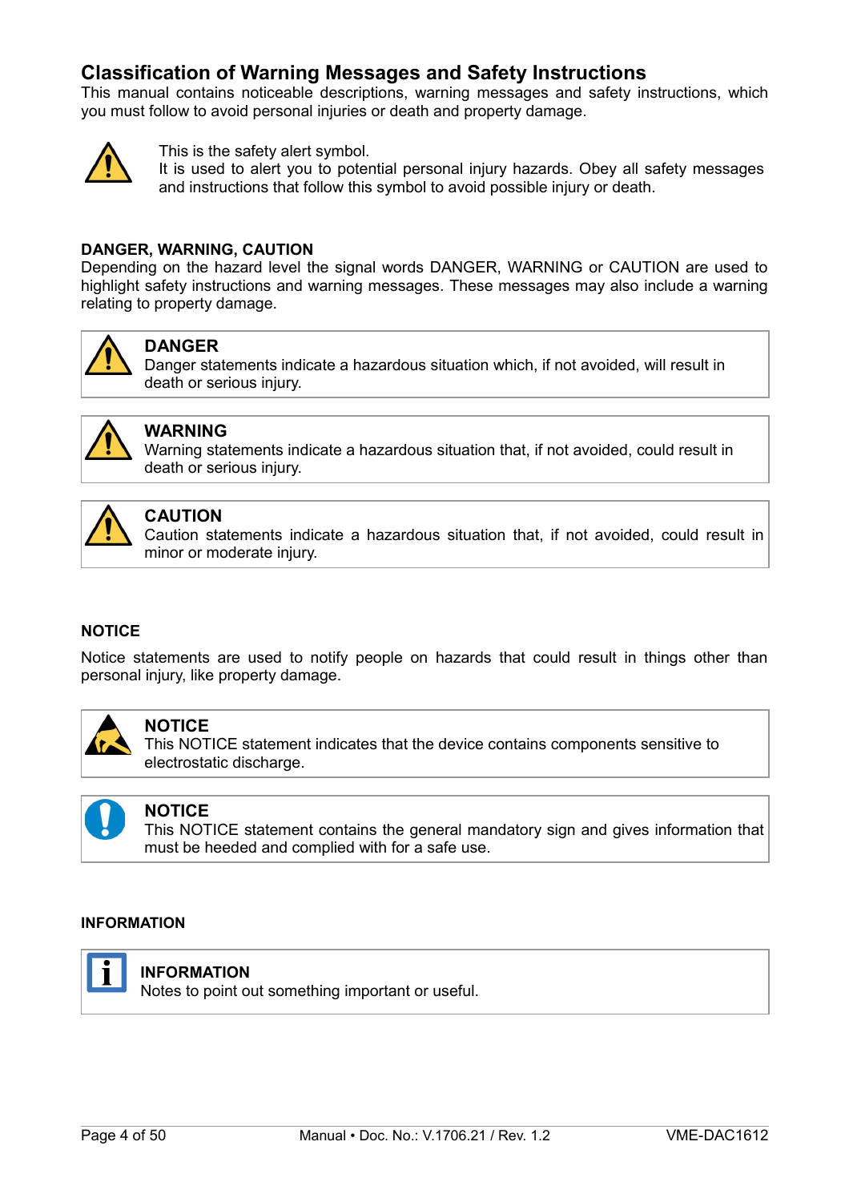## Classification of Warning Messages and Safety Instructions

This manual contains noticeable descriptions, warning messages and safety instructions, which you must follow to avoid personal injuries or death and property damage.

This is the safety alert symbol.
It is used to alert you to potential personal injury hazards. Obey all safety messages and instructions that follow this symbol to avoid possible injury or death.

**DANGER, WARNING, CAUTION**

Depending on the hazard level the signal words DANGER, WARNING or CAUTION are used to highlight safety instructions and warning messages. These messages may also include a warning relating to property damage.

**DANGER**
Danger statements indicate a hazardous situation which, if not avoided, will result in death or serious injury.

**WARNING**
Warning statements indicate a hazardous situation that, if not avoided, could result in death or serious injury.

**CAUTION**
Caution statements indicate a hazardous situation that, if not avoided, could result in minor or moderate injury.

**NOTICE**

Notice statements are used to notify people on hazards that could result in things other than personal injury, like property damage.

**NOTICE**
This NOTICE statement indicates that the device contains components sensitive to electrostatic discharge.

**NOTICE**
This NOTICE statement contains the general mandatory sign and gives information that must be heeded and complied with for a safe use.

**INFORMATION**

**INFORMATION**
Notes to point out something important or useful.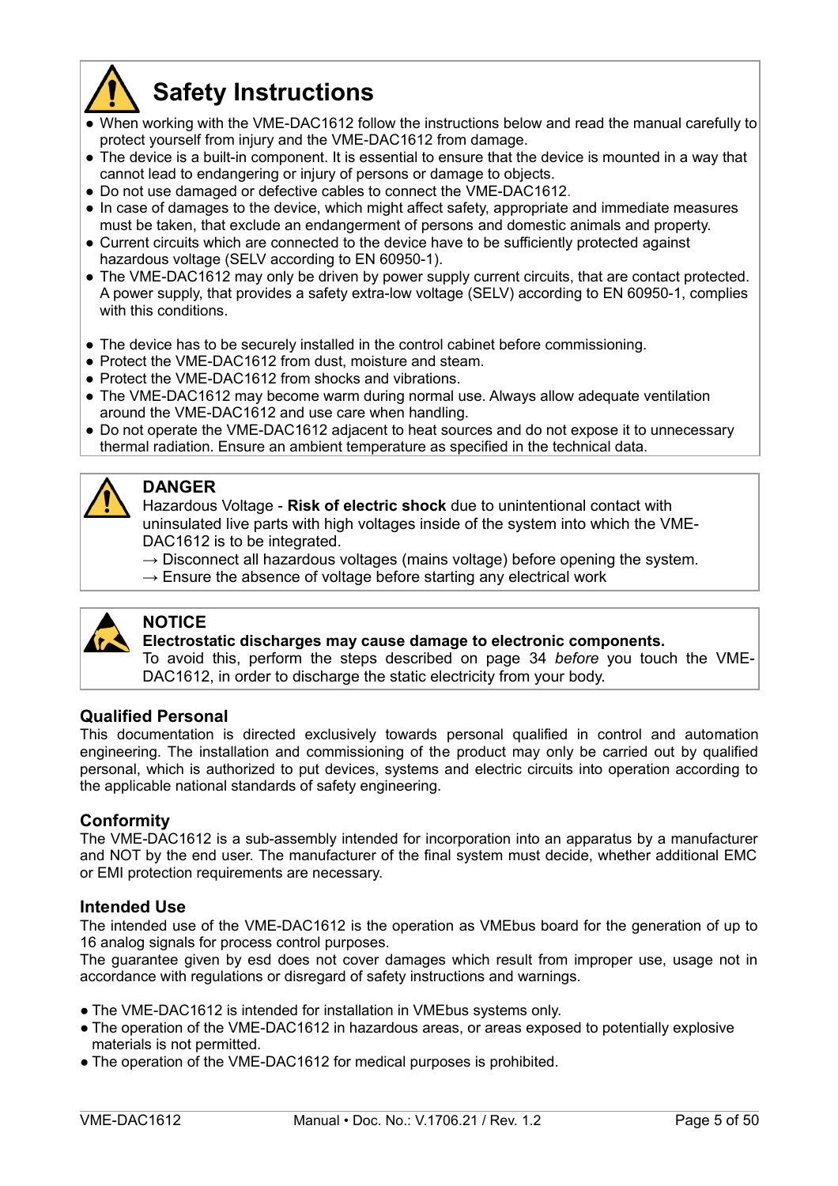# Safety Instructions

- When working with the VME-DAC1612 follow the instructions below and read the manual carefully to protect yourself from injury and the VME-DAC1612 from damage.
- The device is a built-in component. It is essential to ensure that the device is mounted in a way that cannot lead to endangering or injury of persons or damage to objects.
- Do not use damaged or defective cables to connect the VME-DAC1612.
- In case of damages to the device, which might affect safety, appropriate and immediate measures must be taken, that exclude an endangerment of persons and domestic animals and property.
- Current circuits which are connected to the device have to be sufficiently protected against hazardous voltage (SELV according to EN 60950-1).
- The VME-DAC1612 may only be driven by power supply current circuits, that are contact protected. A power supply, that provides a safety extra-low voltage (SELV) according to EN 60950-1, complies with this conditions.

- The device has to be securely installed in the control cabinet before commissioning.
- Protect the VME-DAC1612 from dust, moisture and steam.
- Protect the VME-DAC1612 from shocks and vibrations.
- The VME-DAC1612 may become warm during normal use. Always allow adequate ventilation around the VME-DAC1612 and use care when handling.
- Do not operate the VME-DAC1612 adjacent to heat sources and do not expose it to unnecessary thermal radiation. Ensure an ambient temperature as specified in the technical data.

**DANGER**
Hazardous Voltage - **Risk of electric shock** due to unintentional contact with uninsulated live parts with high voltages inside of the system into which the VME-DAC1612 is to be integrated.
→ Disconnect all hazardous voltages (mains voltage) before opening the system.
→ Ensure the absence of voltage before starting any electrical work

**NOTICE**
**Electrostatic discharges may cause damage to electronic components.**
To avoid this, perform the steps described on page 34 *before* you touch the VME-DAC1612, in order to discharge the static electricity from your body.

### Qualified Personal

This documentation is directed exclusively towards personal qualified in control and automation engineering. The installation and commissioning of the product may only be carried out by qualified personal, which is authorized to put devices, systems and electric circuits into operation according to the applicable national standards of safety engineering.

### Conformity

The VME-DAC1612 is a sub-assembly intended for incorporation into an apparatus by a manufacturer and NOT by the end user. The manufacturer of the final system must decide, whether additional EMC or EMI protection requirements are necessary.

### Intended Use

The intended use of the VME-DAC1612 is the operation as VMEbus board for the generation of up to 16 analog signals for process control purposes.
The guarantee given by esd does not cover damages which result from improper use, usage not in accordance with regulations or disregard of safety instructions and warnings.

- The VME-DAC1612 is intended for installation in VMEbus systems only.
- The operation of the VME-DAC1612 in hazardous areas, or areas exposed to potentially explosive materials is not permitted.
- The operation of the VME-DAC1612 for medical purposes is prohibited.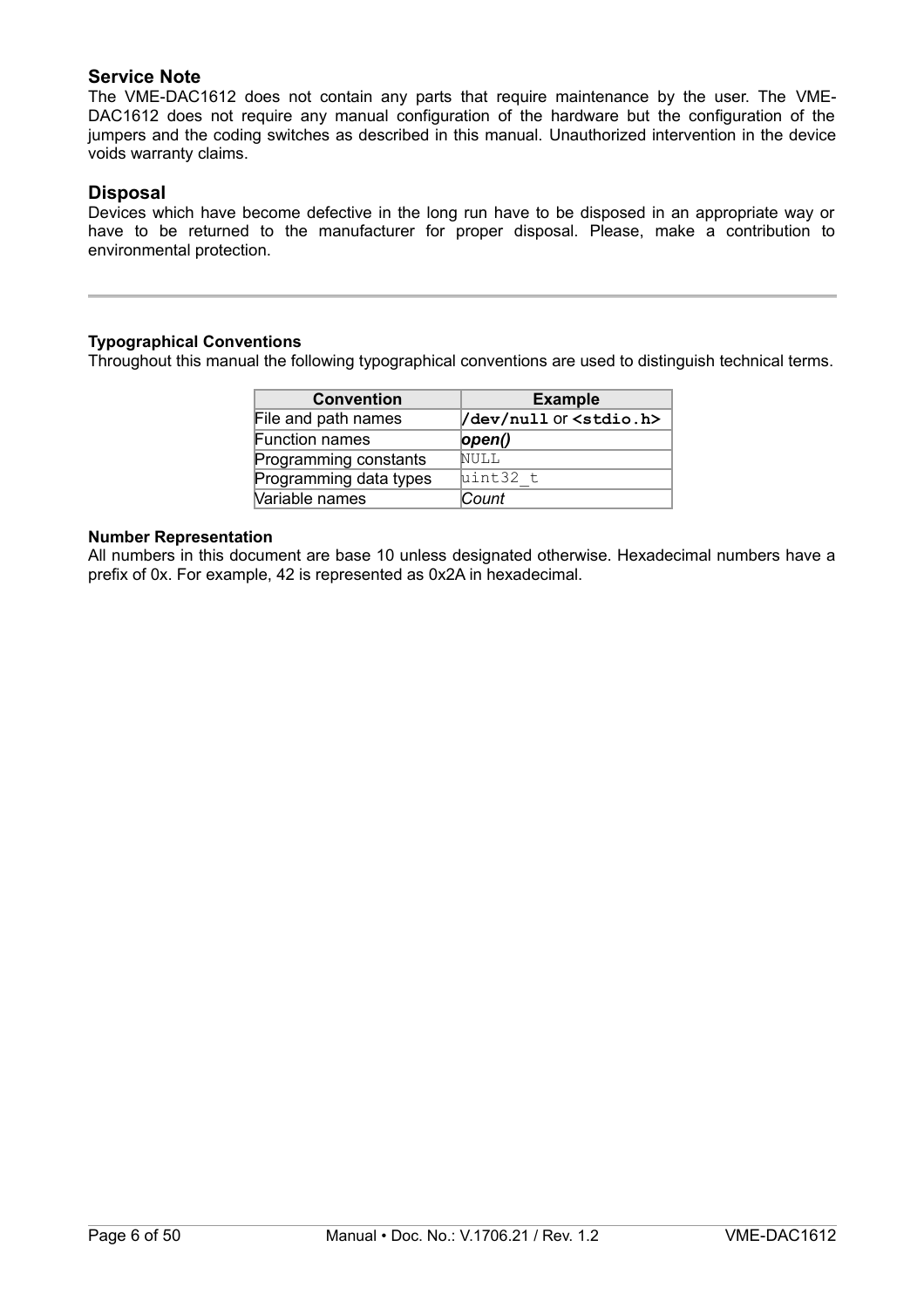## Service Note

The VME-DAC1612 does not contain any parts that require maintenance by the user. The VME-DAC1612 does not require any manual configuration of the hardware but the configuration of the jumpers and the coding switches as described in this manual. Unauthorized intervention in the device voids warranty claims.

## Disposal

Devices which have become defective in the long run have to be disposed in an appropriate way or have to be returned to the manufacturer for proper disposal. Please, make a contribution to environmental protection.

---

**Typographical Conventions**

Throughout this manual the following typographical conventions are used to distinguish technical terms.

| Convention | Example |
|---|---|
| File and path names | **`/dev/null`** or **`<stdio.h>`** |
| Function names | ***open()*** |
| Programming constants | `NULL` |
| Programming data types | `uint32_t` |
| Variable names | *Count* |

**Number Representation**

All numbers in this document are base 10 unless designated otherwise. Hexadecimal numbers have a prefix of 0x. For example, 42 is represented as 0x2A in hexadecimal.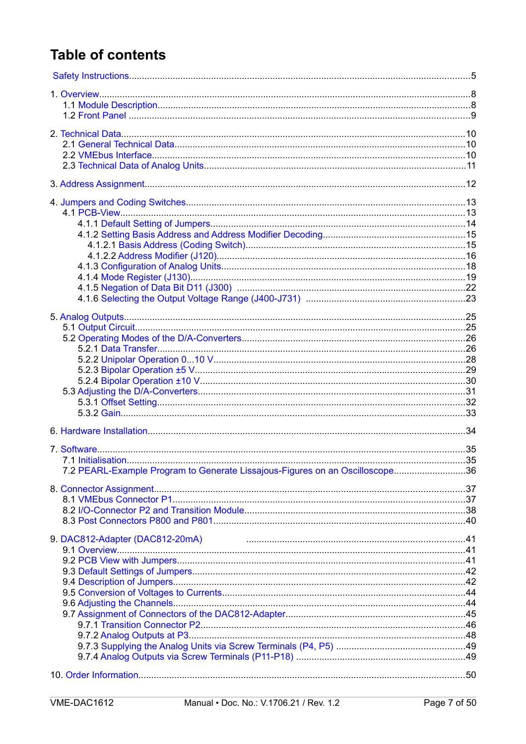# Table of contents

Safety Instructions ..... 5

1. Overview ..... 8
   - 1.1 Module Description ..... 8
   - 1.2 Front Panel ..... 9

2. Technical Data ..... 10
   - 2.1 General Technical Data ..... 10
   - 2.2 VMEbus Interface ..... 10
   - 2.3 Technical Data of Analog Units ..... 11

3. Address Assignment ..... 12

4. Jumpers and Coding Switches ..... 13
   - 4.1 PCB-View ..... 13
     - 4.1.1 Default Setting of Jumpers ..... 14
     - 4.1.2 Setting Basis Address and Address Modifier Decoding ..... 15
       - 4.1.2.1 Basis Address (Coding Switch) ..... 15
       - 4.1.2.2 Address Modifier (J120) ..... 16
     - 4.1.3 Configuration of Analog Units ..... 18
     - 4.1.4 Mode Register (J130) ..... 19
     - 4.1.5 Negation of Data Bit D11 (J300) ..... 22
     - 4.1.6 Selecting the Output Voltage Range (J400-J731) ..... 23

5. Analog Outputs ..... 25
   - 5.1 Output Circuit ..... 25
   - 5.2 Operating Modes of the D/A-Converters ..... 26
     - 5.2.1 Data Transfer ..... 26
     - 5.2.2 Unipolar Operation 0...10 V ..... 28
     - 5.2.3 Bipolar Operation ±5 V ..... 29
     - 5.2.4 Bipolar Operation ±10 V ..... 30
   - 5.3 Adjusting the D/A-Converters ..... 31
     - 5.3.1 Offset Setting ..... 32
     - 5.3.2 Gain ..... 33

6. Hardware Installation ..... 34

7. Software ..... 35
   - 7.1 Initialisation ..... 35
   - 7.2 PEARL-Example Program to Generate Lissajous-Figures on an Oscilloscope ..... 36

8. Connector Assignment ..... 37
   - 8.1 VMEbus Connector P1 ..... 37
   - 8.2 I/O-Connector P2 and Transition Module ..... 38
   - 8.3 Post Connectors P800 and P801 ..... 40

9. DAC812-Adapter (DAC812-20mA) ..... 41
   - 9.1 Overview ..... 41
   - 9.2 PCB View with Jumpers ..... 41
   - 9.3 Default Settings of Jumpers ..... 42
   - 9.4 Description of Jumpers ..... 42
   - 9.5 Conversion of Voltages to Currents ..... 44
   - 9.6 Adjusting the Channels ..... 44
   - 9.7 Assignment of Connectors of the DAC812-Adapter ..... 45
     - 9.7.1 Transition Connector P2 ..... 46
     - 9.7.2 Analog Outputs at P3 ..... 48
     - 9.7.3 Supplying the Analog Units via Screw Terminals (P4, P5) ..... 49
     - 9.7.4 Analog Outputs via Screw Terminals (P11-P18) ..... 49

10. Order Information ..... 50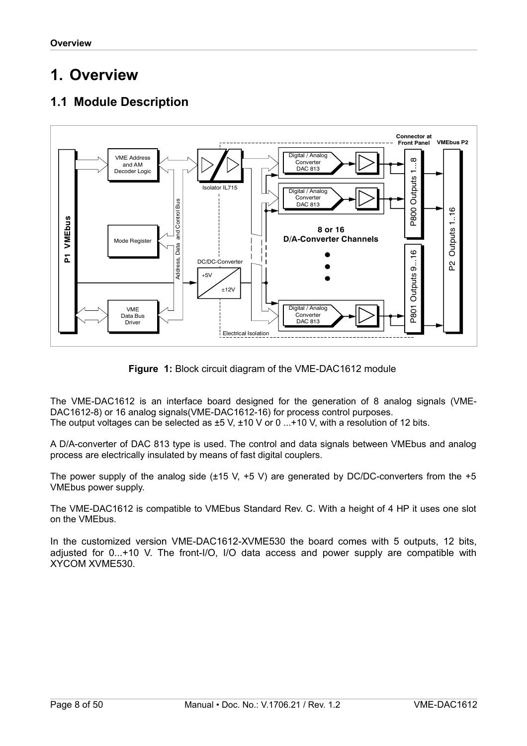# 1. Overview

## 1.1 Module Description

**Figure 1:** Block circuit diagram of the VME-DAC1612 module

The VME-DAC1612 is an interface board designed for the generation of 8 analog signals (VME-DAC1612-8) or 16 analog signals(VME-DAC1612-16) for process control purposes.
The output voltages can be selected as ±5 V, ±10 V or 0 ...+10 V, with a resolution of 12 bits.

A D/A-converter of DAC 813 type is used. The control and data signals between VMEbus and analog process are electrically insulated by means of fast digital couplers.

The power supply of the analog side (±15 V, +5 V) are generated by DC/DC-converters from the +5 VMEbus power supply.

The VME-DAC1612 is compatible to VMEbus Standard Rev. C. With a height of 4 HP it uses one slot on the VMEbus.

In the customized version VME-DAC1612-XVME530 the board comes with 5 outputs, 12 bits, adjusted for 0...+10 V. The front-I/O, I/O data access and power supply are compatible with XYCOM XVME530.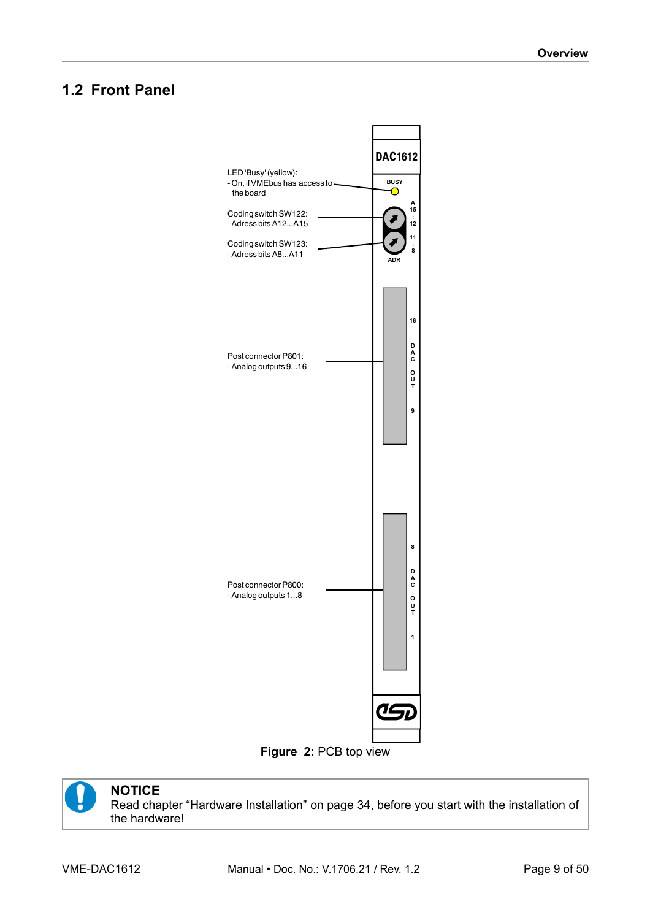## 1.2 Front Panel

LED 'Busy' (yellow):
- On, if VMEbus has access to the board

Coding switch SW122:
- Adress bits A12...A15

Coding switch SW123:
- Adress bits A8...A11

Post connector P801:
- Analog outputs 9...16

Post connector P800:
- Analog outputs 1...8

**Figure 2:** PCB top view

> **NOTICE**
> Read chapter "Hardware Installation" on page 34, before you start with the installation of the hardware!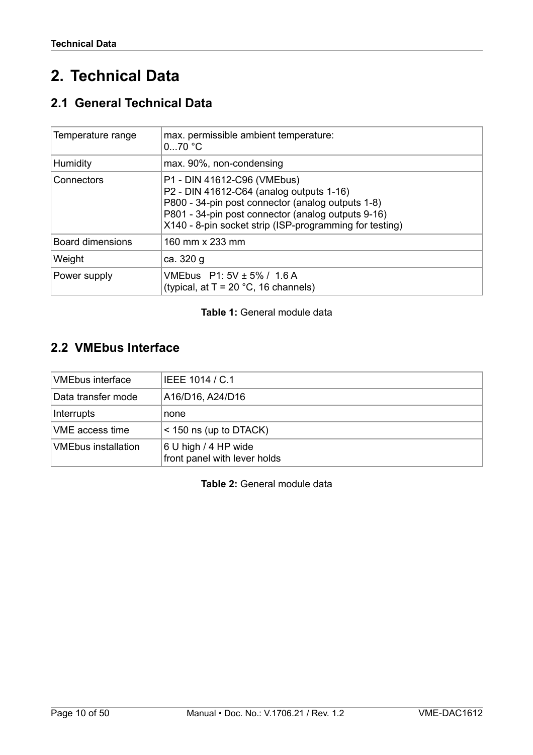# 2. Technical Data

## 2.1 General Technical Data

| | |
|---|---|
| Temperature range | max. permissible ambient temperature:<br>0...70 °C |
| Humidity | max. 90%, non-condensing |
| Connectors | P1 - DIN 41612-C96 (VMEbus)<br>P2 - DIN 41612-C64 (analog outputs 1-16)<br>P800 - 34-pin post connector (analog outputs 1-8)<br>P801 - 34-pin post connector (analog outputs 9-16)<br>X140 - 8-pin socket strip (ISP-programming for testing) |
| Board dimensions | 160 mm x 233 mm |
| Weight | ca. 320 g |
| Power supply | VMEbus P1: 5V ± 5% / 1.6 A<br>(typical, at T = 20 °C, 16 channels) |

**Table 1:** General module data

## 2.2 VMEbus Interface

| | |
|---|---|
| VMEbus interface | IEEE 1014 / C.1 |
| Data transfer mode | A16/D16, A24/D16 |
| Interrupts | none |
| VME access time | < 150 ns (up to DTACK) |
| VMEbus installation | 6 U high / 4 HP wide<br>front panel with lever holds |

**Table 2:** General module data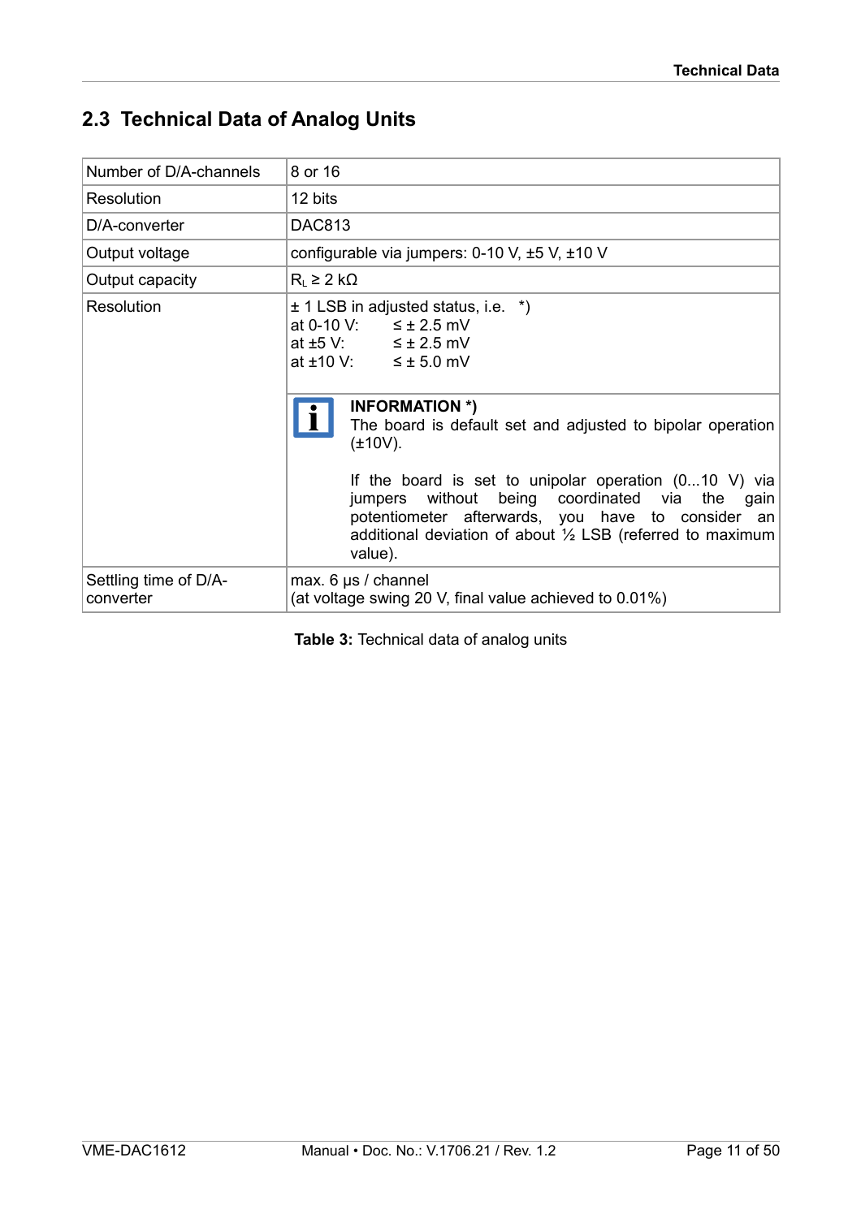## 2.3 Technical Data of Analog Units

| | |
|---|---|
| Number of D/A-channels | 8 or 16 |
| Resolution | 12 bits |
| D/A-converter | DAC813 |
| Output voltage | configurable via jumpers: 0-10 V, ±5 V, ±10 V |
| Output capacity | $R_L \geq 2$ kΩ |
| Resolution | ± 1 LSB in adjusted status, i.e. *)<br>at 0-10 V: ≤ ± 2.5 mV<br>at ±5 V: ≤ ± 2.5 mV<br>at ±10 V: ≤ ± 5.0 mV<br><br>**INFORMATION *)**<br>The board is default set and adjusted to bipolar operation (±10V).<br><br>If the board is set to unipolar operation (0...10 V) via jumpers without being coordinated via the gain potentiometer afterwards, you have to consider an additional deviation of about ½ LSB (referred to maximum value). |
| Settling time of D/A-converter | max. 6 µs / channel<br>(at voltage swing 20 V, final value achieved to 0.01%) |

**Table 3:** Technical data of analog units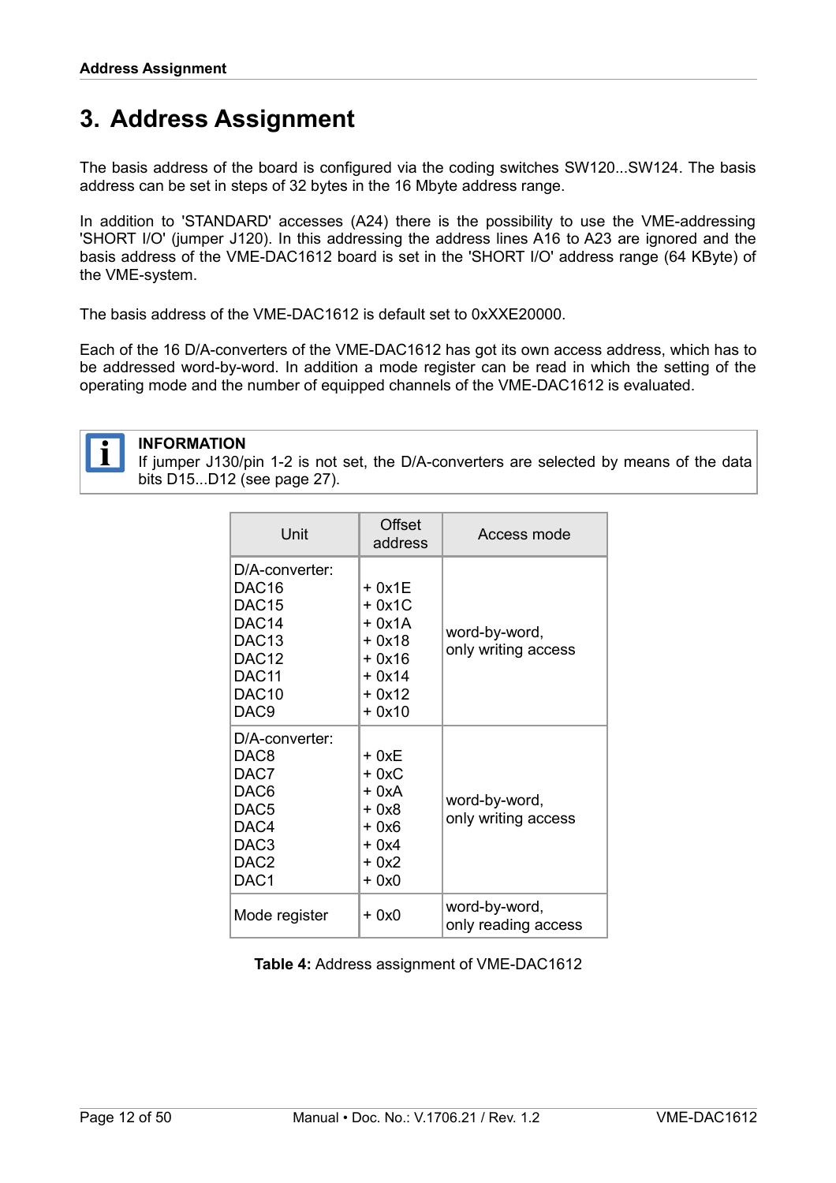# 3. Address Assignment

The basis address of the board is configured via the coding switches SW120...SW124. The basis address can be set in steps of 32 bytes in the 16 Mbyte address range.

In addition to 'STANDARD' accesses (A24) there is the possibility to use the VME-addressing 'SHORT I/O' (jumper J120). In this addressing the address lines A16 to A23 are ignored and the basis address of the VME-DAC1612 board is set in the 'SHORT I/O' address range (64 KByte) of the VME-system.

The basis address of the VME-DAC1612 is default set to 0xXXE20000.

Each of the 16 D/A-converters of the VME-DAC1612 has got its own access address, which has to be addressed word-by-word. In addition a mode register can be read in which the setting of the operating mode and the number of equipped channels of the VME-DAC1612 is evaluated.

> **INFORMATION**
> If jumper J130/pin 1-2 is not set, the D/A-converters are selected by means of the data bits D15...D12 (see page 27).

| Unit | Offset address | Access mode |
|---|---|---|
| D/A-converter: | | |
| DAC16 | + 0x1E | word-by-word, only writing access |
| DAC15 | + 0x1C | |
| DAC14 | + 0x1A | |
| DAC13 | + 0x18 | |
| DAC12 | + 0x16 | |
| DAC11 | + 0x14 | |
| DAC10 | + 0x12 | |
| DAC9 | + 0x10 | |
| D/A-converter: | | |
| DAC8 | + 0xE | word-by-word, only writing access |
| DAC7 | + 0xC | |
| DAC6 | + 0xA | |
| DAC5 | + 0x8 | |
| DAC4 | + 0x6 | |
| DAC3 | + 0x4 | |
| DAC2 | + 0x2 | |
| DAC1 | + 0x0 | |
| Mode register | + 0x0 | word-by-word, only reading access |

**Table 4:** Address assignment of VME-DAC1612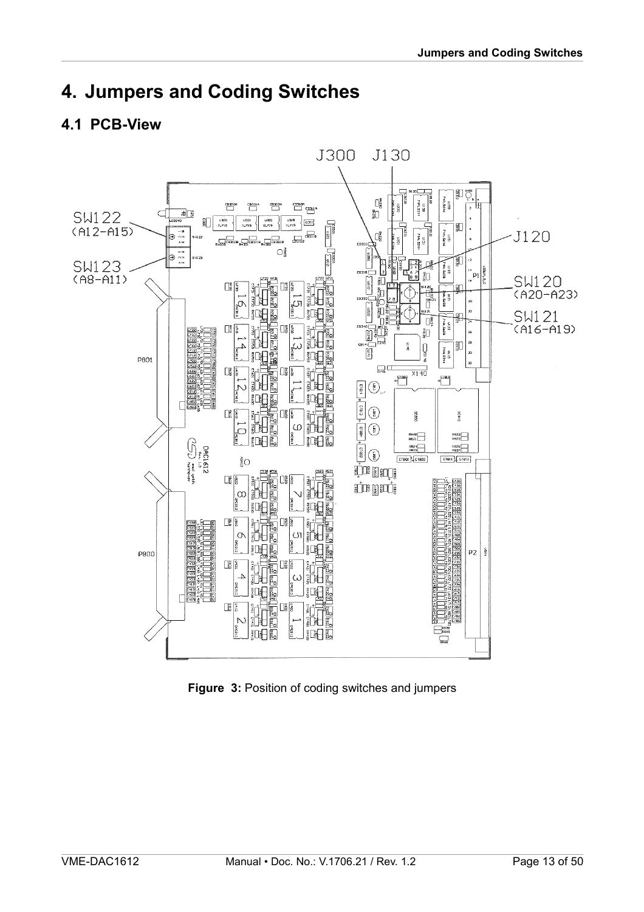# 4. Jumpers and Coding Switches

## 4.1 PCB-View

J300 J130

SW122 (A12-A15)

SW123 (A8-A11)

J120

SW120 (A20-A23)

SW121 (A16-A19)

P801

P800

**Figure 3:** Position of coding switches and jumpers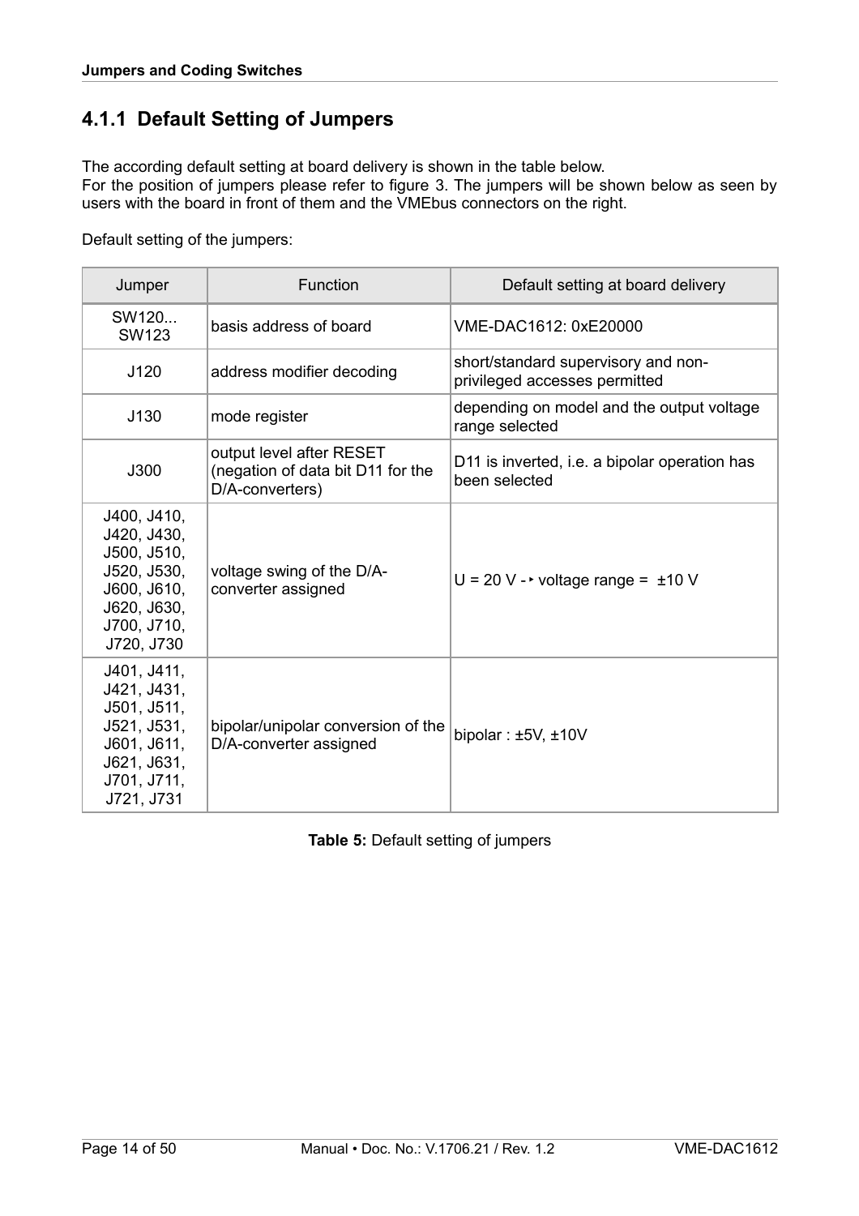### 4.1.1 Default Setting of Jumpers

The according default setting at board delivery is shown in the table below.
For the position of jumpers please refer to figure 3. The jumpers will be shown below as seen by users with the board in front of them and the VMEbus connectors on the right.

Default setting of the jumpers:

| Jumper | Function | Default setting at board delivery |
|---|---|---|
| SW120... SW123 | basis address of board | VME-DAC1612: 0xE20000 |
| J120 | address modifier decoding | short/standard supervisory and non-privileged accesses permitted |
| J130 | mode register | depending on model and the output voltage range selected |
| J300 | output level after RESET (negation of data bit D11 for the D/A-converters) | D11 is inverted, i.e. a bipolar operation has been selected |
| J400, J410, J420, J430, J500, J510, J520, J530, J600, J610, J620, J630, J700, J710, J720, J730 | voltage swing of the D/A-converter assigned | U = 20 V -‣ voltage range = ±10 V |
| J401, J411, J421, J431, J501, J511, J521, J531, J601, J611, J621, J631, J701, J711, J721, J731 | bipolar/unipolar conversion of the D/A-converter assigned | bipolar : ±5V, ±10V |

**Table 5:** Default setting of jumpers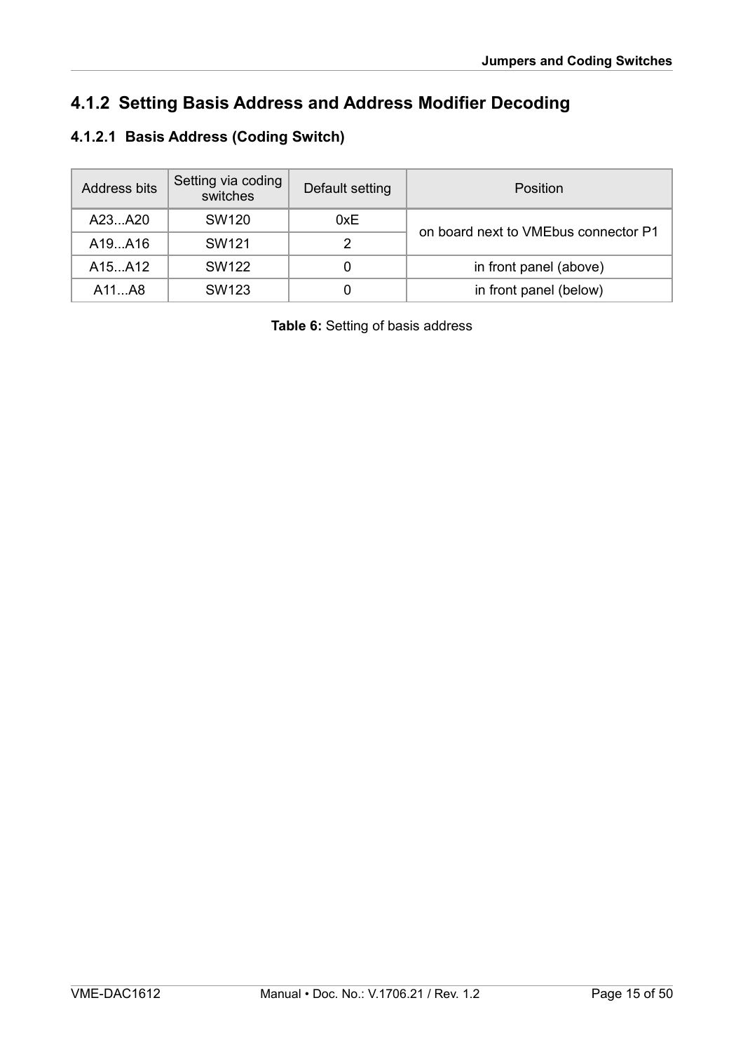## 4.1.2 Setting Basis Address and Address Modifier Decoding

### 4.1.2.1 Basis Address (Coding Switch)

| Address bits | Setting via coding switches | Default setting | Position |
|---|---|---|---|
| A23...A20 | SW120 | 0xE | on board next to VMEbus connector P1 |
| A19...A16 | SW121 | 2 | |
| A15...A12 | SW122 | 0 | in front panel (above) |
| A11...A8 | SW123 | 0 | in front panel (below) |

**Table 6:** Setting of basis address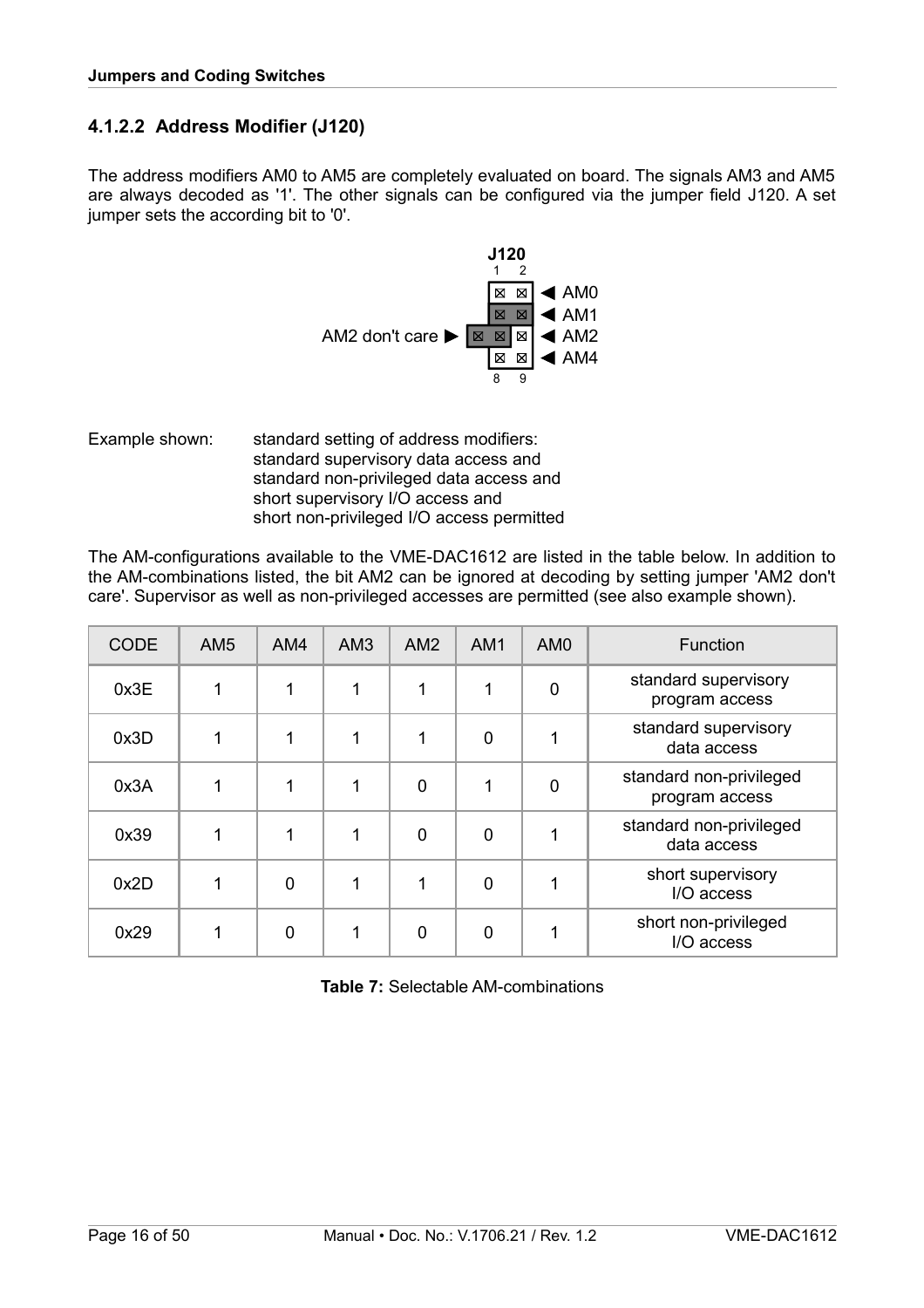#### 4.1.2.2 Address Modifier (J120)

The address modifiers AM0 to AM5 are completely evaluated on board. The signals AM3 and AM5 are always decoded as '1'. The other signals can be configured via the jumper field J120. A set jumper sets the according bit to '0'.

J120

1 2

◄ AM0
◄ AM1
AM2 don't care ► ◄ AM2
◄ AM4

8 9

Example shown: standard setting of address modifiers:
standard supervisory data access and
standard non-privileged data access and
short supervisory I/O access and
short non-privileged I/O access permitted

The AM-configurations available to the VME-DAC1612 are listed in the table below. In addition to the AM-combinations listed, the bit AM2 can be ignored at decoding by setting jumper 'AM2 don't care'. Supervisor as well as non-privileged accesses are permitted (see also example shown).

| CODE | AM5 | AM4 | AM3 | AM2 | AM1 | AM0 | Function |
|---|---|---|---|---|---|---|---|
| 0x3E | 1 | 1 | 1 | 1 | 1 | 0 | standard supervisory program access |
| 0x3D | 1 | 1 | 1 | 1 | 0 | 1 | standard supervisory data access |
| 0x3A | 1 | 1 | 1 | 0 | 1 | 0 | standard non-privileged program access |
| 0x39 | 1 | 1 | 1 | 0 | 0 | 1 | standard non-privileged data access |
| 0x2D | 1 | 0 | 1 | 1 | 0 | 1 | short supervisory I/O access |
| 0x29 | 1 | 0 | 1 | 0 | 0 | 1 | short non-privileged I/O access |

**Table 7:** Selectable AM-combinations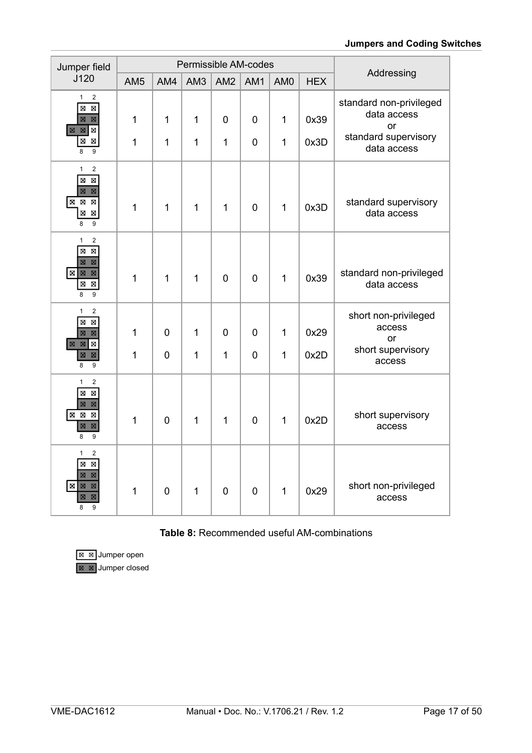| Jumper field J120 | Permissible AM-codes | | | | | | | Addressing |
|---|---|---|---|---|---|---|---|---|
| | AM5 | AM4 | AM3 | AM2 | AM1 | AM0 | HEX | |
| | 1<br>1 | 1<br>1 | 1<br>1 | 0<br>1 | 0<br>0 | 1<br>1 | 0x39<br>0x3D | standard non-privileged data access<br>or<br>standard supervisory data access |
| | 1 | 1 | 1 | 1 | 0 | 1 | 0x3D | standard supervisory data access |
| | 1 | 1 | 1 | 0 | 0 | 1 | 0x39 | standard non-privileged data access |
| | 1<br>1 | 0<br>0 | 1<br>1 | 0<br>1 | 0<br>0 | 1<br>1 | 0x29<br>0x2D | short non-privileged access<br>or<br>short supervisory access |
| | 1 | 0 | 1 | 1 | 0 | 1 | 0x2D | short supervisory access |
| | 1 | 0 | 1 | 0 | 0 | 1 | 0x29 | short non-privileged access |

**Table 8:** Recommended useful AM-combinations

Jumper open
Jumper closed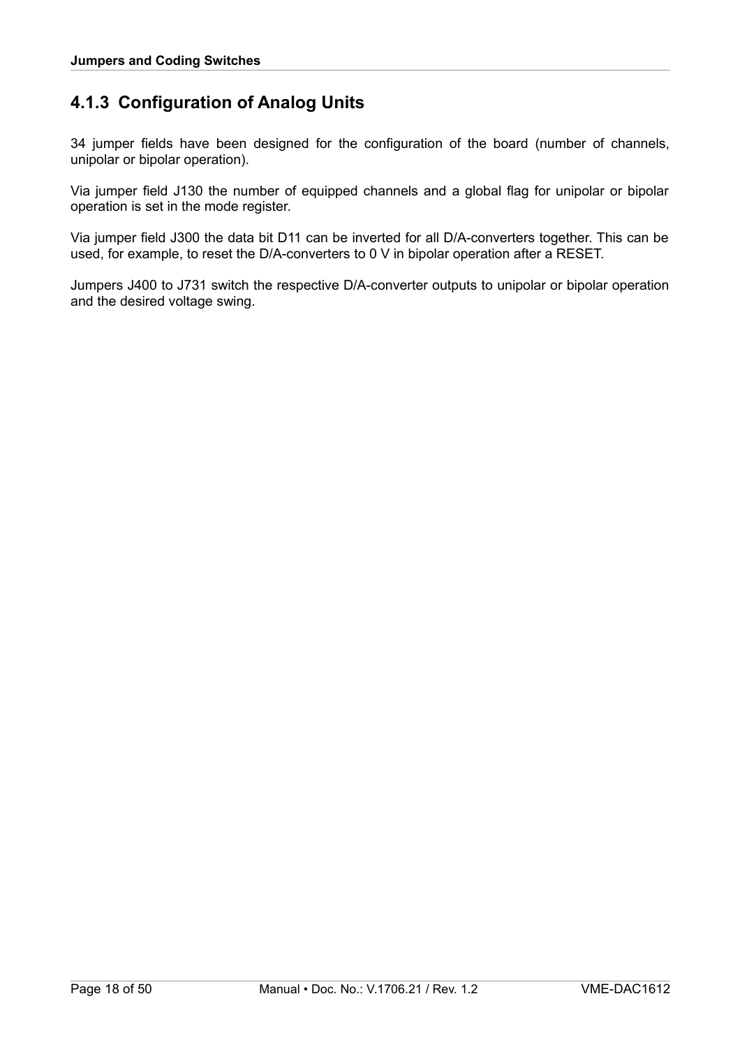### 4.1.3 Configuration of Analog Units

34 jumper fields have been designed for the configuration of the board (number of channels, unipolar or bipolar operation).

Via jumper field J130 the number of equipped channels and a global flag for unipolar or bipolar operation is set in the mode register.

Via jumper field J300 the data bit D11 can be inverted for all D/A-converters together. This can be used, for example, to reset the D/A-converters to 0 V in bipolar operation after a RESET.

Jumpers J400 to J731 switch the respective D/A-converter outputs to unipolar or bipolar operation and the desired voltage swing.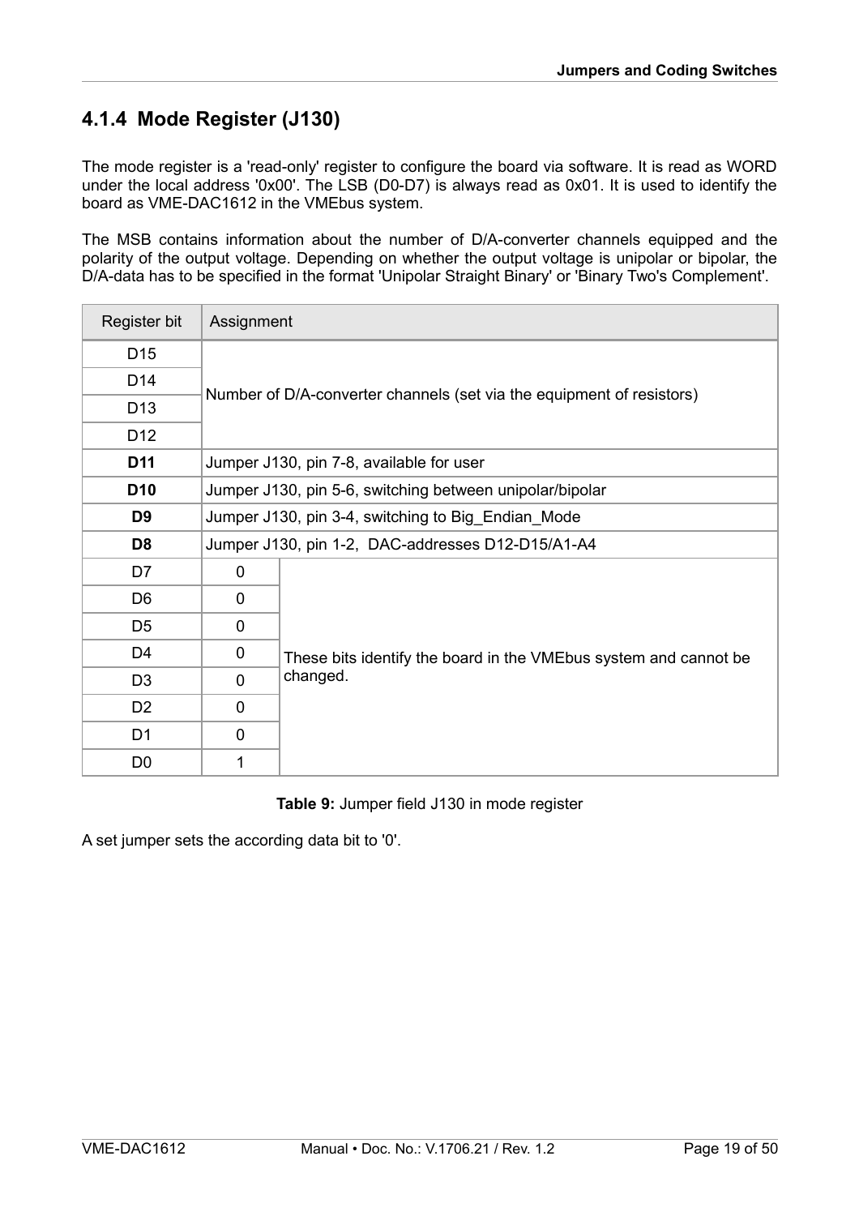### 4.1.4 Mode Register (J130)

The mode register is a 'read-only' register to configure the board via software. It is read as WORD under the local address '0x00'. The LSB (D0-D7) is always read as 0x01. It is used to identify the board as VME-DAC1612 in the VMEbus system.

The MSB contains information about the number of D/A-converter channels equipped and the polarity of the output voltage. Depending on whether the output voltage is unipolar or bipolar, the D/A-data has to be specified in the format 'Unipolar Straight Binary' or 'Binary Two's Complement'.

| Register bit | Assignment | |
|---|---|---|
| D15 | Number of D/A-converter channels (set via the equipment of resistors) | |
| D14 | | |
| D13 | | |
| D12 | | |
| **D11** | Jumper J130, pin 7-8, available for user | |
| **D10** | Jumper J130, pin 5-6, switching between unipolar/bipolar | |
| **D9** | Jumper J130, pin 3-4, switching to Big_Endian_Mode | |
| **D8** | Jumper J130, pin 1-2, DAC-addresses D12-D15/A1-A4 | |
| D7 | 0 | These bits identify the board in the VMEbus system and cannot be changed. |
| D6 | 0 | |
| D5 | 0 | |
| D4 | 0 | |
| D3 | 0 | |
| D2 | 0 | |
| D1 | 0 | |
| D0 | 1 | |

**Table 9:** Jumper field J130 in mode register

A set jumper sets the according data bit to '0'.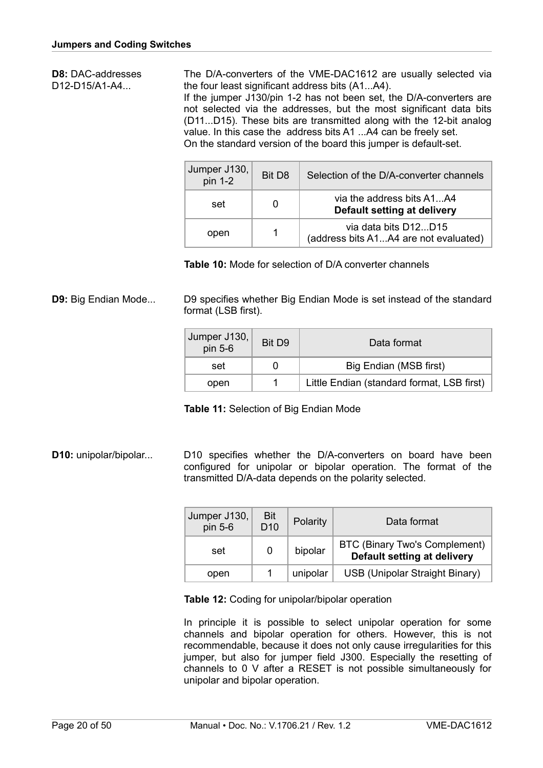**D8:** DAC-addresses D12-D15/A1-A4...

The D/A-converters of the VME-DAC1612 are usually selected via the four least significant address bits (A1...A4).
If the jumper J130/pin 1-2 has not been set, the D/A-converters are not selected via the addresses, but the most significant data bits (D11...D15). These bits are transmitted along with the 12-bit analog value. In this case the address bits A1 ...A4 can be freely set.
On the standard version of the board this jumper is default-set.

| Jumper J130, pin 1-2 | Bit D8 | Selection of the D/A-converter channels |
|---|---|---|
| set | 0 | via the address bits A1...A4 **Default setting at delivery** |
| open | 1 | via data bits D12...D15 (address bits A1...A4 are not evaluated) |

**Table 10:** Mode for selection of D/A converter channels

**D9:** Big Endian Mode...

D9 specifies whether Big Endian Mode is set instead of the standard format (LSB first).

| Jumper J130, pin 5-6 | Bit D9 | Data format |
|---|---|---|
| set | 0 | Big Endian (MSB first) |
| open | 1 | Little Endian (standard format, LSB first) |

**Table 11:** Selection of Big Endian Mode

**D10:** unipolar/bipolar...

D10 specifies whether the D/A-converters on board have been configured for unipolar or bipolar operation. The format of the transmitted D/A-data depends on the polarity selected.

| Jumper J130, pin 5-6 | Bit D10 | Polarity | Data format |
|---|---|---|---|
| set | 0 | bipolar | BTC (Binary Two's Complement) **Default setting at delivery** |
| open | 1 | unipolar | USB (Unipolar Straight Binary) |

**Table 12:** Coding for unipolar/bipolar operation

In principle it is possible to select unipolar operation for some channels and bipolar operation for others. However, this is not recommendable, because it does not only cause irregularities for this jumper, but also for jumper field J300. Especially the resetting of channels to 0 V after a RESET is not possible simultaneously for unipolar and bipolar operation.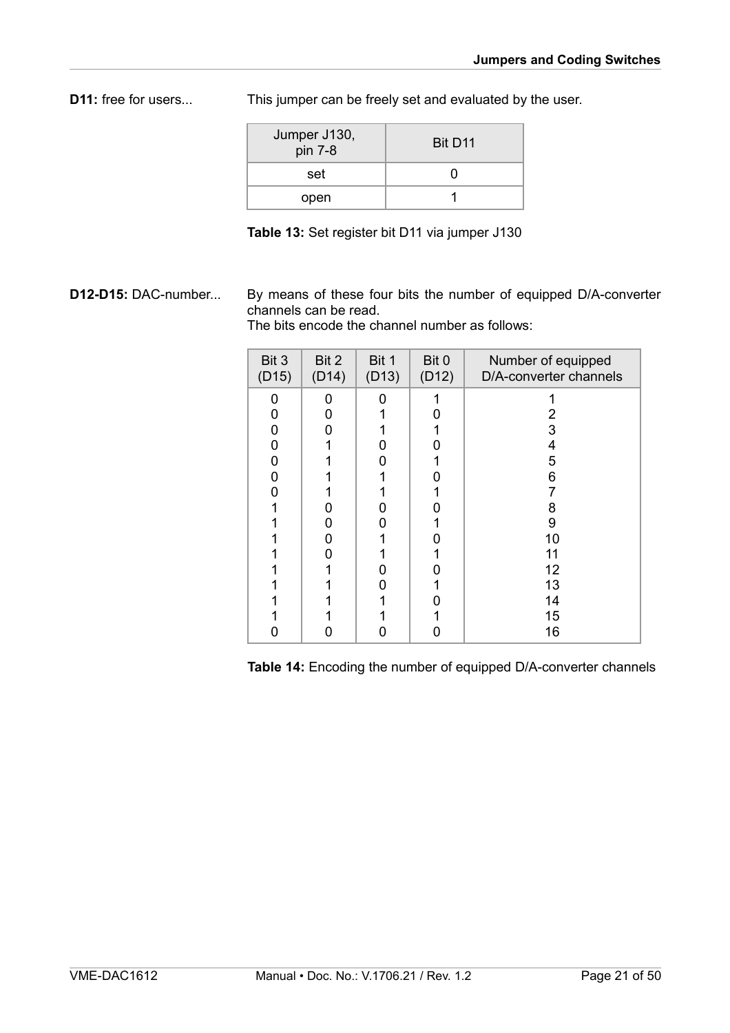**D11:** free for users...

This jumper can be freely set and evaluated by the user.

| Jumper J130, pin 7-8 | Bit D11 |
|---|---|
| set | 0 |
| open | 1 |

**Table 13:** Set register bit D11 via jumper J130

**D12-D15:** DAC-number...

By means of these four bits the number of equipped D/A-converter channels can be read.
The bits encode the channel number as follows:

| Bit 3 (D15) | Bit 2 (D14) | Bit 1 (D13) | Bit 0 (D12) | Number of equipped D/A-converter channels |
|---|---|---|---|---|
| 0 | 0 | 0 | 1 | 1 |
| 0 | 0 | 1 | 0 | 2 |
| 0 | 0 | 1 | 1 | 3 |
| 0 | 1 | 0 | 0 | 4 |
| 0 | 1 | 0 | 1 | 5 |
| 0 | 1 | 1 | 0 | 6 |
| 0 | 1 | 1 | 1 | 7 |
| 1 | 0 | 0 | 0 | 8 |
| 1 | 0 | 0 | 1 | 9 |
| 1 | 0 | 1 | 0 | 10 |
| 1 | 0 | 1 | 1 | 11 |
| 1 | 1 | 0 | 0 | 12 |
| 1 | 1 | 0 | 1 | 13 |
| 1 | 1 | 1 | 0 | 14 |
| 1 | 1 | 1 | 1 | 15 |
| 0 | 0 | 0 | 0 | 16 |

**Table 14:** Encoding the number of equipped D/A-converter channels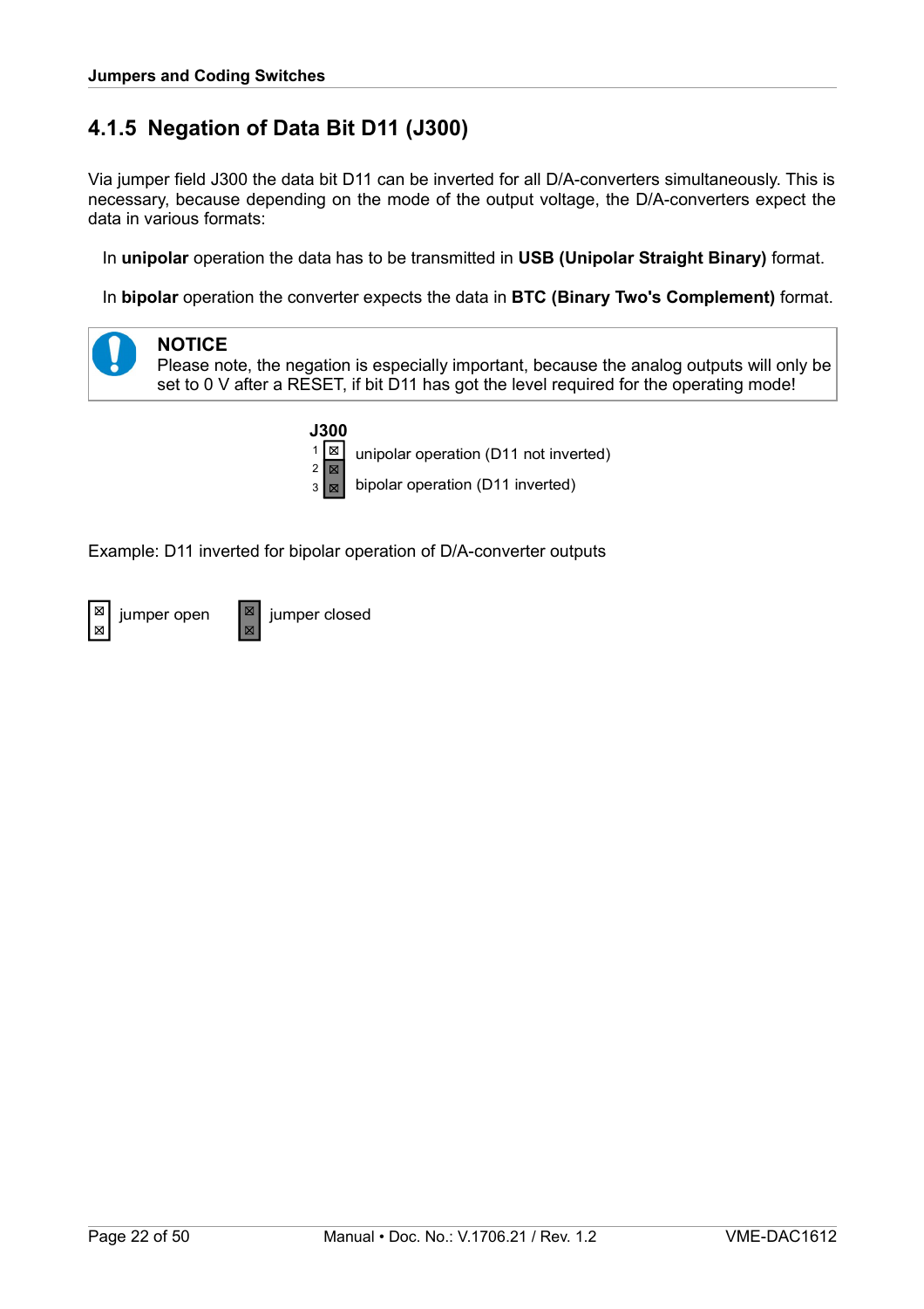## 4.1.5 Negation of Data Bit D11 (J300)

Via jumper field J300 the data bit D11 can be inverted for all D/A-converters simultaneously. This is necessary, because depending on the mode of the output voltage, the D/A-converters expect the data in various formats:

In **unipolar** operation the data has to be transmitted in **USB (Unipolar Straight Binary)** format.

In **bipolar** operation the converter expects the data in **BTC (Binary Two's Complement)** format.

> **NOTICE**
> Please note, the negation is especially important, because the analog outputs will only be set to 0 V after a RESET, if bit D11 has got the level required for the operating mode!

**J300**

| Pin | Function |
|---|---|
| 1 | unipolar operation (D11 not inverted) |
| 2 | |
| 3 | bipolar operation (D11 inverted) |

Example: D11 inverted for bipolar operation of D/A-converter outputs

jumper open    jumper closed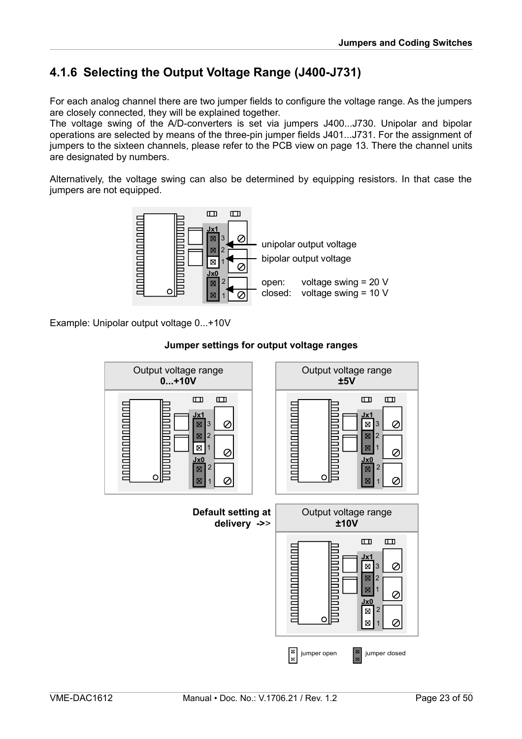## 4.1.6 Selecting the Output Voltage Range (J400-J731)

For each analog channel there are two jumper fields to configure the voltage range. As the jumpers are closely connected, they will be explained together.
The voltage swing of the A/D-converters is set via jumpers J400...J730. Unipolar and bipolar operations are selected by means of the three-pin jumper fields J401...J731. For the assignment of jumpers to the sixteen channels, please refer to the PCB view on page 13. There the channel units are designated by numbers.

Alternatively, the voltage swing can also be determined by equipping resistors. In that case the jumpers are not equipped.

Jx1
3
2
1
Jx0
2
1

unipolar output voltage
bipolar output voltage

open: voltage swing = 20 V
closed: voltage swing = 10 V

Example: Unipolar output voltage 0...+10V

**Jumper settings for output voltage ranges**

Output voltage range **0...+10V**

Output voltage range **±5V**

**Default setting at delivery ->>**

Output voltage range **±10V**

jumper open
jumper closed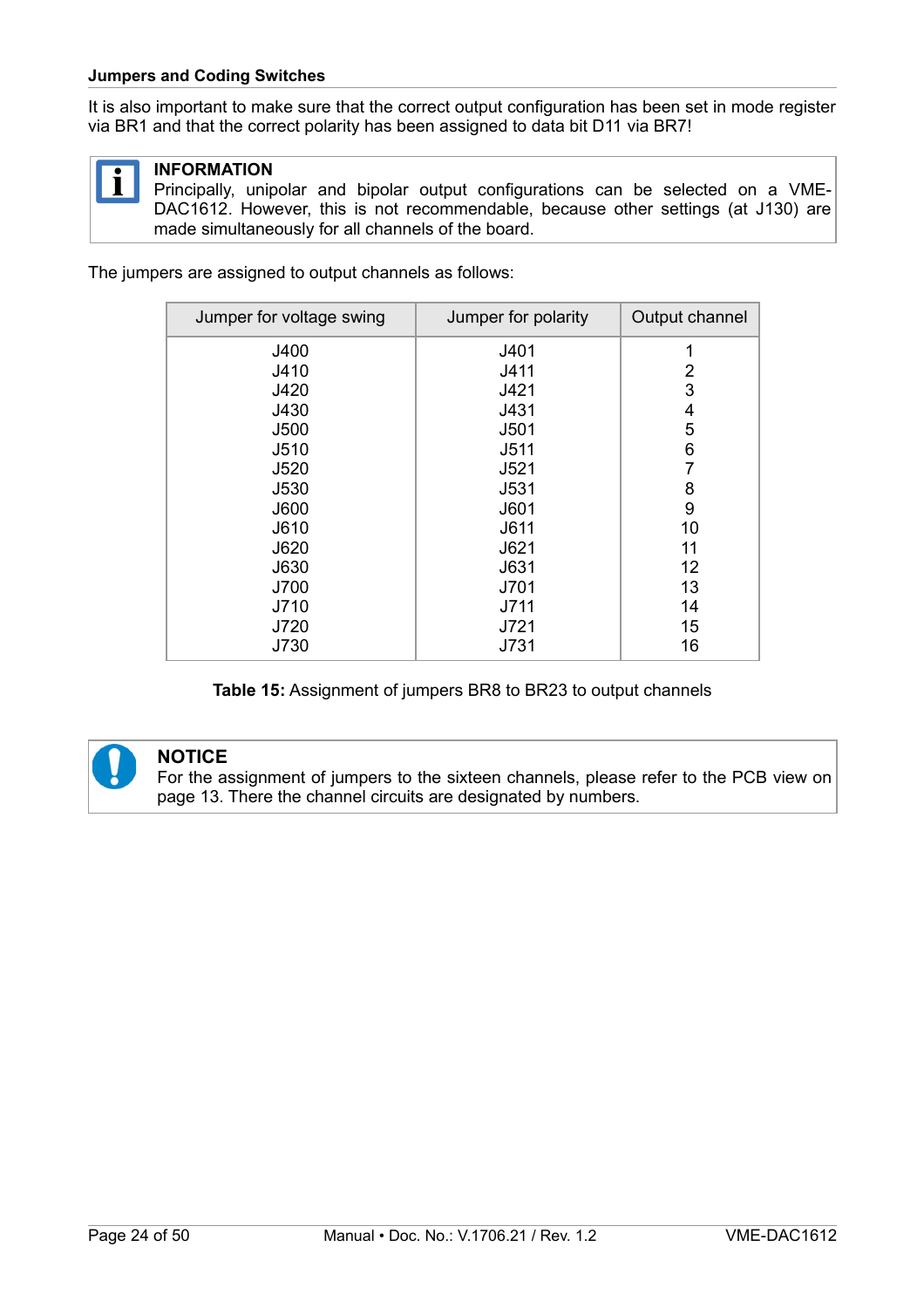It is also important to make sure that the correct output configuration has been set in mode register via BR1 and that the correct polarity has been assigned to data bit D11 via BR7!

**INFORMATION**
Principally, unipolar and bipolar output configurations can be selected on a VME-DAC1612. However, this is not recommendable, because other settings (at J130) are made simultaneously for all channels of the board.

The jumpers are assigned to output channels as follows:

| Jumper for voltage swing | Jumper for polarity | Output channel |
|---|---|---|
| J400 | J401 | 1 |
| J410 | J411 | 2 |
| J420 | J421 | 3 |
| J430 | J431 | 4 |
| J500 | J501 | 5 |
| J510 | J511 | 6 |
| J520 | J521 | 7 |
| J530 | J531 | 8 |
| J600 | J601 | 9 |
| J610 | J611 | 10 |
| J620 | J621 | 11 |
| J630 | J631 | 12 |
| J700 | J701 | 13 |
| J710 | J711 | 14 |
| J720 | J721 | 15 |
| J730 | J731 | 16 |

**Table 15:** Assignment of jumpers BR8 to BR23 to output channels

**NOTICE**
For the assignment of jumpers to the sixteen channels, please refer to the PCB view on page 13. There the channel circuits are designated by numbers.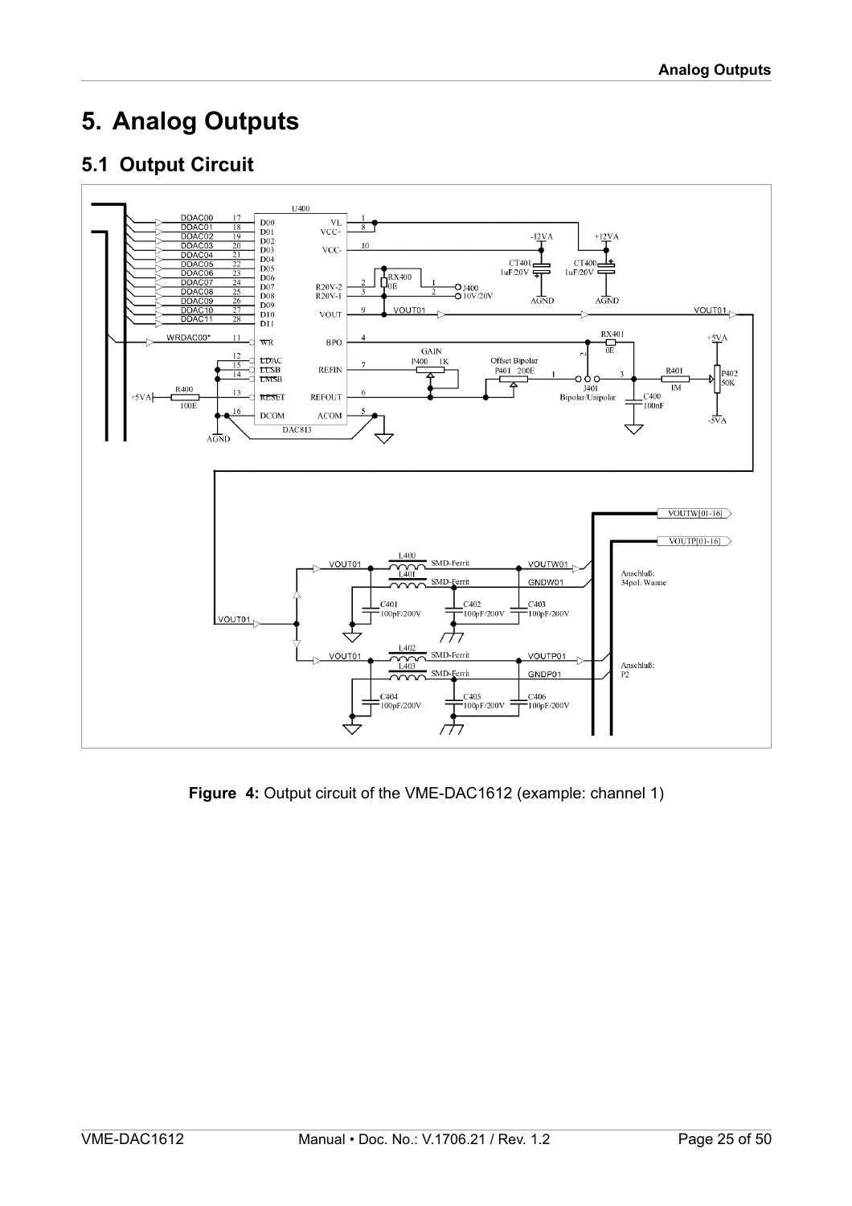# 5. Analog Outputs

## 5.1 Output Circuit

**Figure 4:** Output circuit of the VME-DAC1612 (example: channel 1)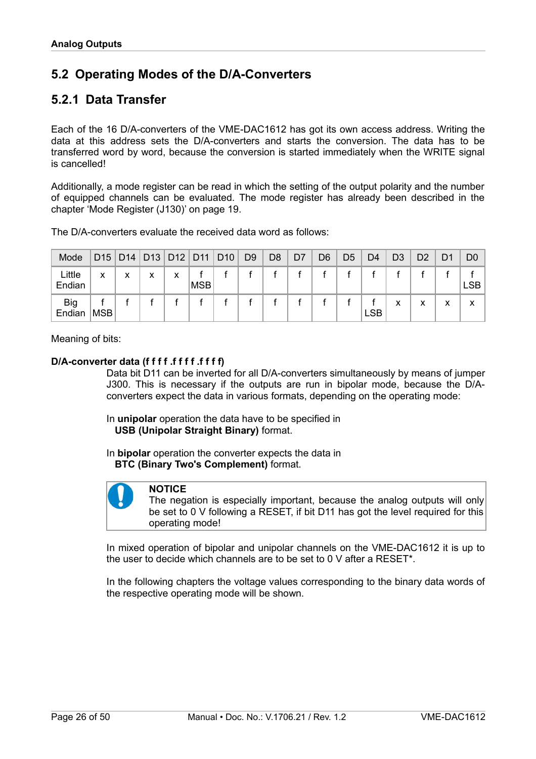## 5.2 Operating Modes of the D/A-Converters

### 5.2.1 Data Transfer

Each of the 16 D/A-converters of the VME-DAC1612 has got its own access address. Writing the data at this address sets the D/A-converters and starts the conversion. The data has to be transferred word by word, because the conversion is started immediately when the WRITE signal is cancelled!

Additionally, a mode register can be read in which the setting of the output polarity and the number of equipped channels can be evaluated. The mode register has already been described in the chapter 'Mode Register (J130)' on page 19.

The D/A-converters evaluate the received data word as follows:

| Mode | D15 | D14 | D13 | D12 | D11 | D10 | D9 | D8 | D7 | D6 | D5 | D4 | D3 | D2 | D1 | D0 |
|---|---|---|---|---|---|---|---|---|---|---|---|---|---|---|---|---|
| Little Endian | x | x | x | x | f MSB | f | f | f | f | f | f | f | f | f | f | f LSB |
| Big Endian | f MSB | f | f | f | f | f | f | f | f | f | f | f LSB | x | x | x | x |

Meaning of bits:

**D/A-converter data (f f f f .f f f f .f f f f)**

Data bit D11 can be inverted for all D/A-converters simultaneously by means of jumper J300. This is necessary if the outputs are run in bipolar mode, because the D/A-converters expect the data in various formats, depending on the operating mode:

In **unipolar** operation the data have to be specified in
**USB (Unipolar Straight Binary)** format.

In **bipolar** operation the converter expects the data in
**BTC (Binary Two's Complement)** format.

> **NOTICE**
> The negation is especially important, because the analog outputs will only be set to 0 V following a RESET, if bit D11 has got the level required for this operating mode!

In mixed operation of bipolar and unipolar channels on the VME-DAC1612 it is up to the user to decide which channels are to be set to 0 V after a RESET*.

In the following chapters the voltage values corresponding to the binary data words of the respective operating mode will be shown.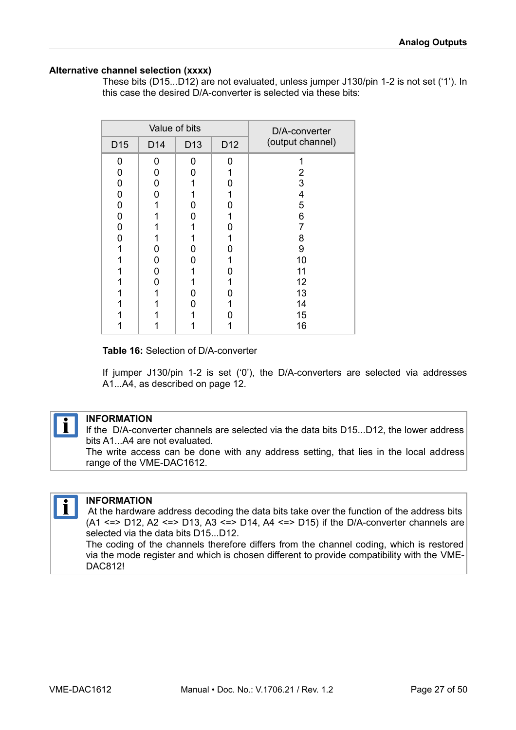### Alternative channel selection (xxxx)

These bits (D15...D12) are not evaluated, unless jumper J130/pin 1-2 is not set ('1'). In this case the desired D/A-converter is selected via these bits:

| Value of bits | | | | D/A-converter (output channel) |
|---|---|---|---|---|
| D15 | D14 | D13 | D12 | |
| 0 | 0 | 0 | 0 | 1 |
| 0 | 0 | 0 | 1 | 2 |
| 0 | 0 | 1 | 0 | 3 |
| 0 | 0 | 1 | 1 | 4 |
| 0 | 1 | 0 | 0 | 5 |
| 0 | 1 | 0 | 1 | 6 |
| 0 | 1 | 1 | 0 | 7 |
| 0 | 1 | 1 | 1 | 8 |
| 1 | 0 | 0 | 0 | 9 |
| 1 | 0 | 0 | 1 | 10 |
| 1 | 0 | 1 | 0 | 11 |
| 1 | 0 | 1 | 1 | 12 |
| 1 | 1 | 0 | 0 | 13 |
| 1 | 1 | 0 | 1 | 14 |
| 1 | 1 | 1 | 0 | 15 |
| 1 | 1 | 1 | 1 | 16 |

**Table 16:** Selection of D/A-converter

If jumper J130/pin 1-2 is set ('0'), the D/A-converters are selected via addresses A1...A4, as described on page 12.

**INFORMATION**
If the D/A-converter channels are selected via the data bits D15...D12, the lower address bits A1...A4 are not evaluated.
The write access can be done with any address setting, that lies in the local address range of the VME-DAC1612.

**INFORMATION**
At the hardware address decoding the data bits take over the function of the address bits (A1 <=> D12, A2 <=> D13, A3 <=> D14, A4 <=> D15) if the D/A-converter channels are selected via the data bits D15...D12.
The coding of the channels therefore differs from the channel coding, which is restored via the mode register and which is chosen different to provide compatibility with the VME-DAC812!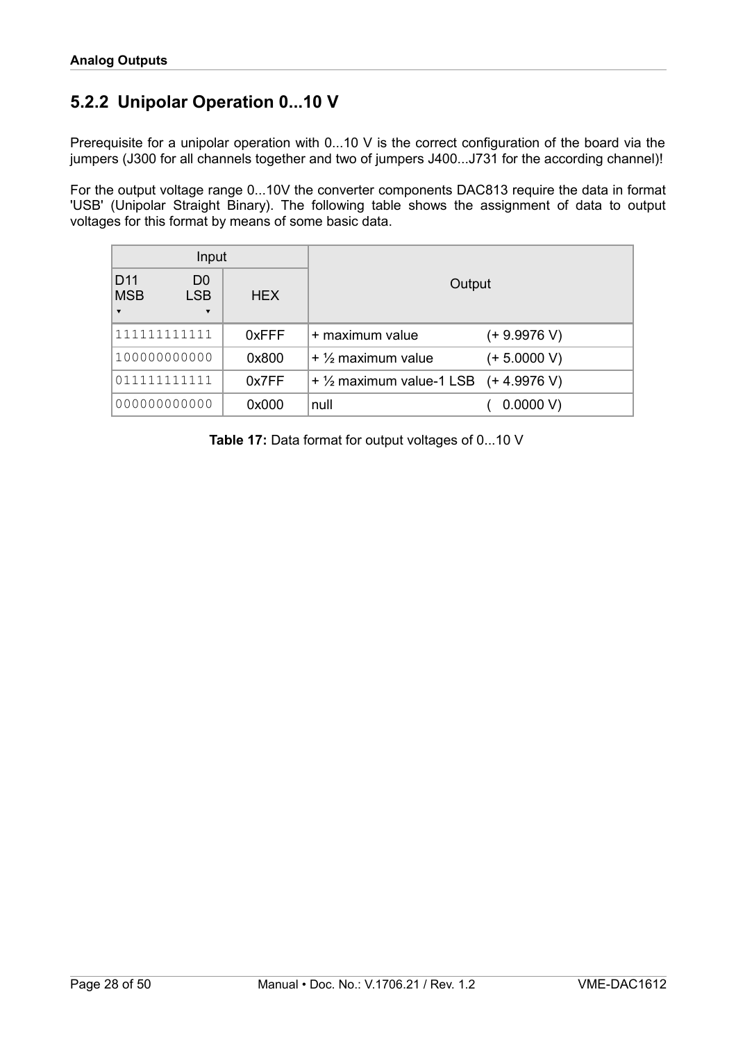### 5.2.2 Unipolar Operation 0...10 V

Prerequisite for a unipolar operation with 0...10 V is the correct configuration of the board via the jumpers (J300 for all channels together and two of jumpers J400...J731 for the according channel)!

For the output voltage range 0...10V the converter components DAC813 require the data in format 'USB' (Unipolar Straight Binary). The following table shows the assignment of data to output voltages for this format by means of some basic data.

| Input | | Output | |
|---|---|---|---|
| D11 MSB ... D0 LSB | HEX | | |
| 111111111111 | 0xFFF | + maximum value | (+ 9.9976 V) |
| 100000000000 | 0x800 | + ½ maximum value | (+ 5.0000 V) |
| 011111111111 | 0x7FF | + ½ maximum value-1 LSB | (+ 4.9976 V) |
| 000000000000 | 0x000 | null | ( 0.0000 V) |

**Table 17:** Data format for output voltages of 0...10 V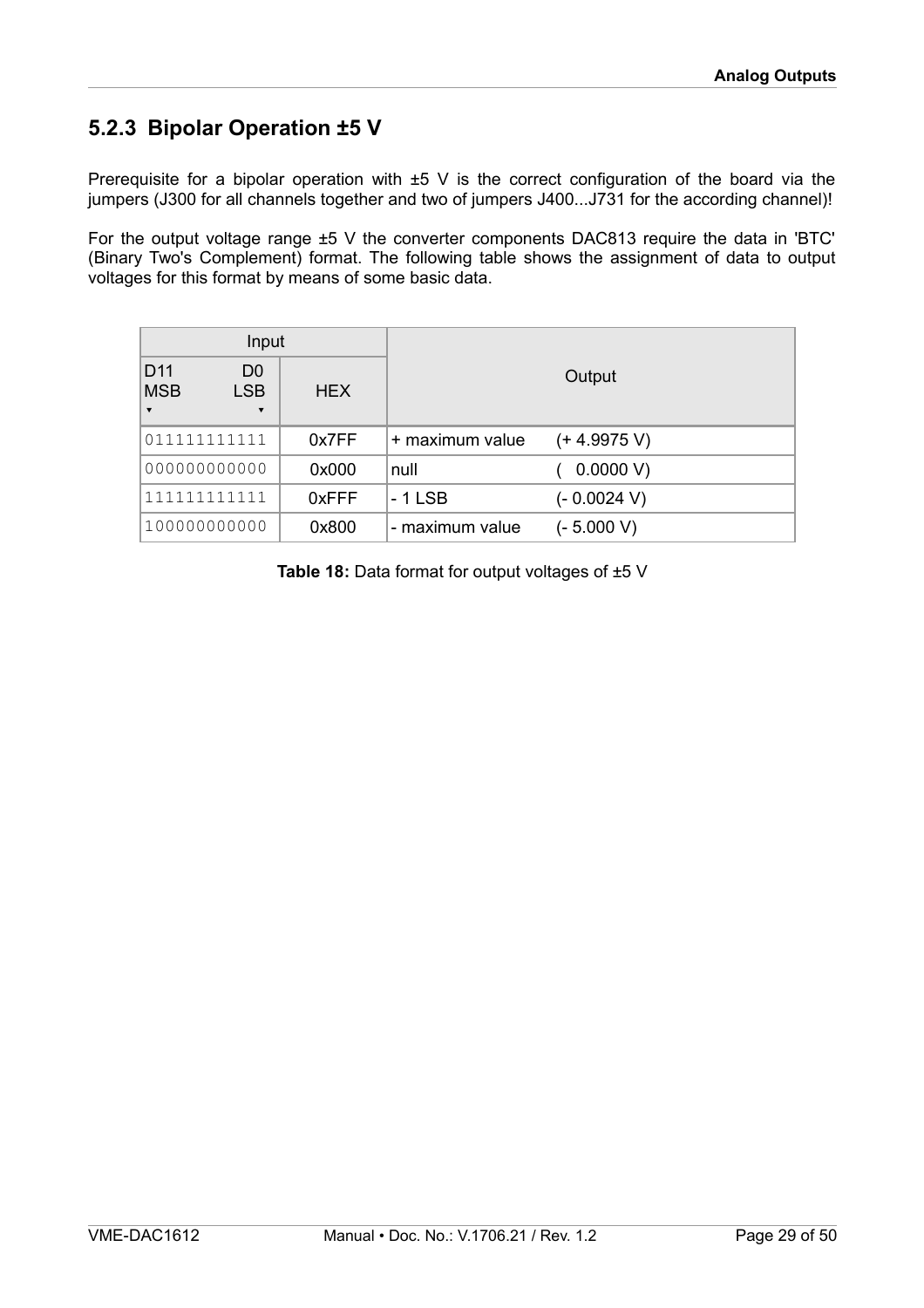### 5.2.3 Bipolar Operation ±5 V

Prerequisite for a bipolar operation with ±5 V is the correct configuration of the board via the jumpers (J300 for all channels together and two of jumpers J400...J731 for the according channel)!

For the output voltage range ±5 V the converter components DAC813 require the data in 'BTC' (Binary Two's Complement) format. The following table shows the assignment of data to output voltages for this format by means of some basic data.

| Input | | Output | |
|---|---|---|---|
| D11 MSB ▾ … D0 LSB ▾ | HEX | | |
| 011111111111 | 0x7FF | + maximum value | (+ 4.9975 V) |
| 000000000000 | 0x000 | null | ( 0.0000 V) |
| 111111111111 | 0xFFF | - 1 LSB | (- 0.0024 V) |
| 100000000000 | 0x800 | - maximum value | (- 5.000 V) |

**Table 18:** Data format for output voltages of ±5 V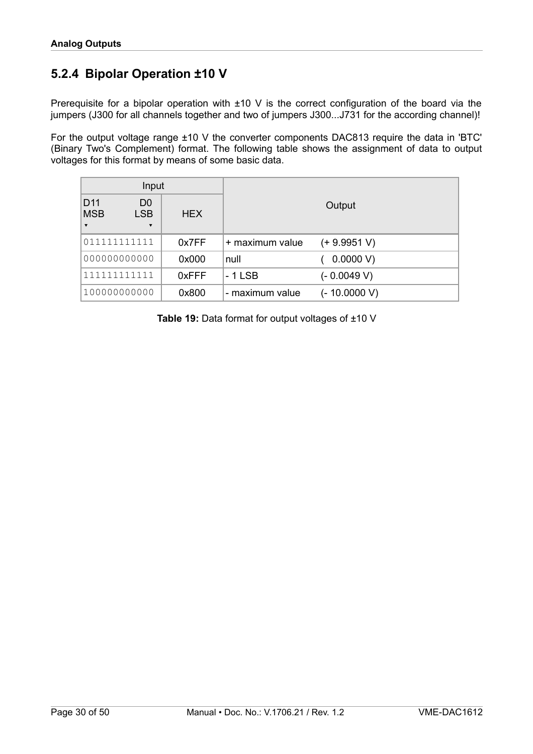## 5.2.4 Bipolar Operation ±10 V

Prerequisite for a bipolar operation with ±10 V is the correct configuration of the board via the jumpers (J300 for all channels together and two of jumpers J300...J731 for the according channel)!

For the output voltage range ±10 V the converter components DAC813 require the data in 'BTC' (Binary Two's Complement) format. The following table shows the assignment of data to output voltages for this format by means of some basic data.

| Input | | Output | |
|---|---|---|---|
| D11 MSB ▾ ... D0 LSB ▾ | HEX | | |
| 011111111111 | 0x7FF | + maximum value | (+ 9.9951 V) |
| 000000000000 | 0x000 | null | ( 0.0000 V) |
| 111111111111 | 0xFFF | - 1 LSB | (- 0.0049 V) |
| 100000000000 | 0x800 | - maximum value | (- 10.0000 V) |

**Table 19:** Data format for output voltages of ±10 V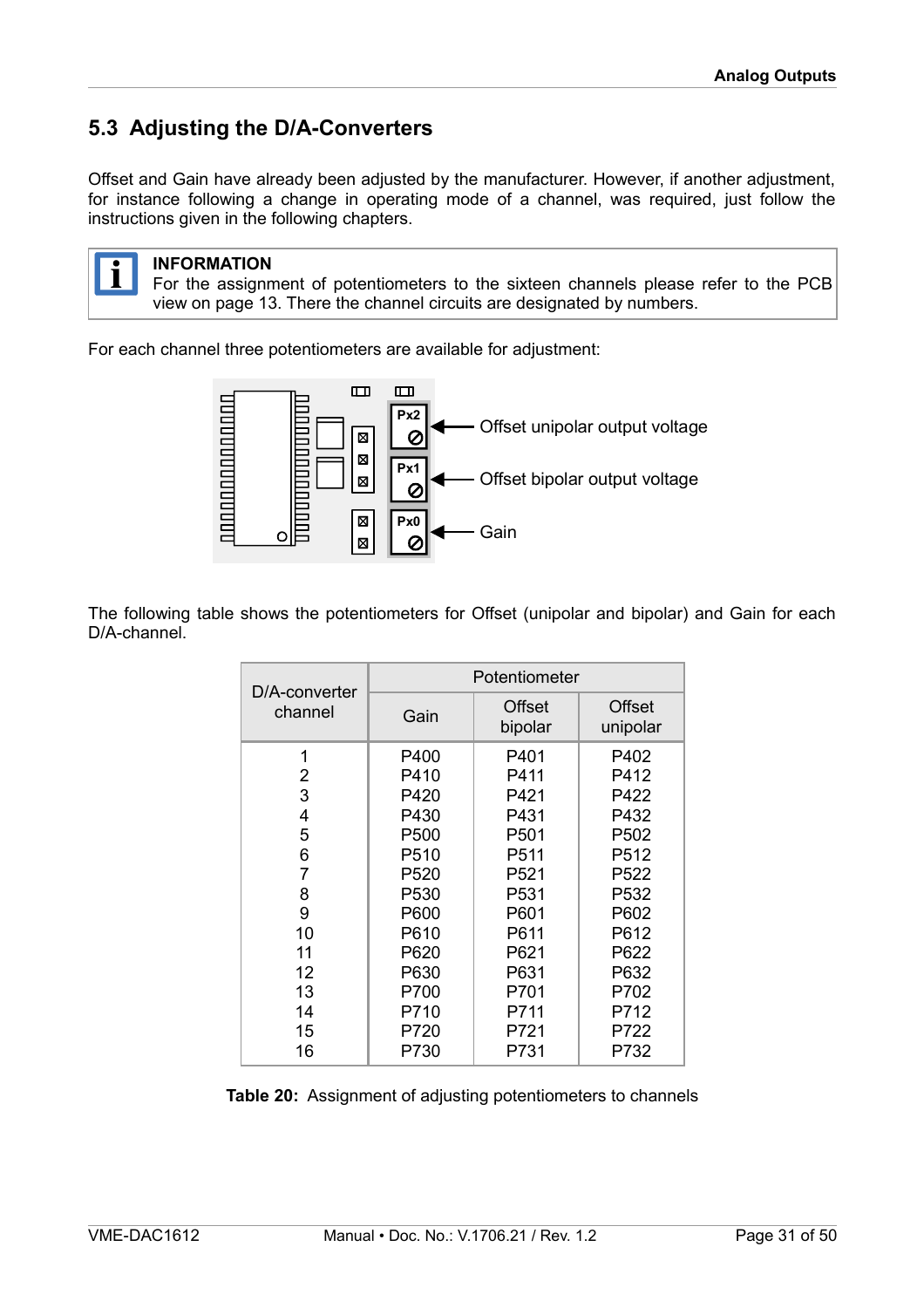## 5.3 Adjusting the D/A-Converters

Offset and Gain have already been adjusted by the manufacturer. However, if another adjustment, for instance following a change in operating mode of a channel, was required, just follow the instructions given in the following chapters.

**INFORMATION**
For the assignment of potentiometers to the sixteen channels please refer to the PCB view on page 13. There the channel circuits are designated by numbers.

For each channel three potentiometers are available for adjustment:

Px2 ← Offset unipolar output voltage

Px1 ← Offset bipolar output voltage

Px0 ← Gain

The following table shows the potentiometers for Offset (unipolar and bipolar) and Gain for each D/A-channel.

| D/A-converter channel | Potentiometer | | |
|---|---|---|---|
| | Gain | Offset bipolar | Offset unipolar |
| 1 | P400 | P401 | P402 |
| 2 | P410 | P411 | P412 |
| 3 | P420 | P421 | P422 |
| 4 | P430 | P431 | P432 |
| 5 | P500 | P501 | P502 |
| 6 | P510 | P511 | P512 |
| 7 | P520 | P521 | P522 |
| 8 | P530 | P531 | P532 |
| 9 | P600 | P601 | P602 |
| 10 | P610 | P611 | P612 |
| 11 | P620 | P621 | P622 |
| 12 | P630 | P631 | P632 |
| 13 | P700 | P701 | P702 |
| 14 | P710 | P711 | P712 |
| 15 | P720 | P721 | P722 |
| 16 | P730 | P731 | P732 |

**Table 20:** Assignment of adjusting potentiometers to channels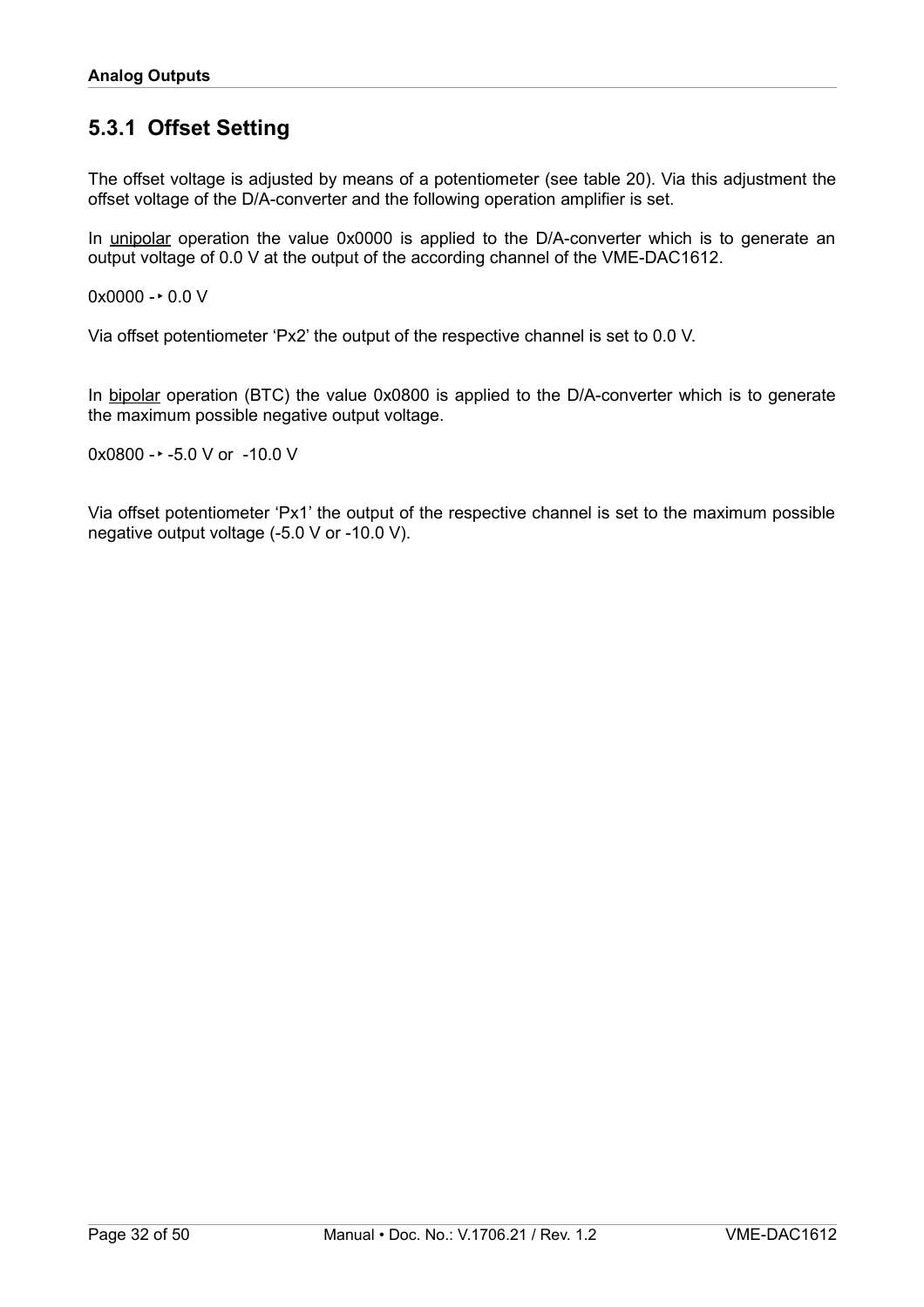### 5.3.1 Offset Setting

The offset voltage is adjusted by means of a potentiometer (see table 20). Via this adjustment the offset voltage of the D/A-converter and the following operation amplifier is set.

In <u>unipolar</u> operation the value 0x0000 is applied to the D/A-converter which is to generate an output voltage of 0.0 V at the output of the according channel of the VME-DAC1612.

0x0000 -‣ 0.0 V

Via offset potentiometer ‘Px2’ the output of the respective channel is set to 0.0 V.

In <u>bipolar</u> operation (BTC) the value 0x0800 is applied to the D/A-converter which is to generate the maximum possible negative output voltage.

0x0800 -‣ -5.0 V or -10.0 V

Via offset potentiometer ‘Px1’ the output of the respective channel is set to the maximum possible negative output voltage (-5.0 V or -10.0 V).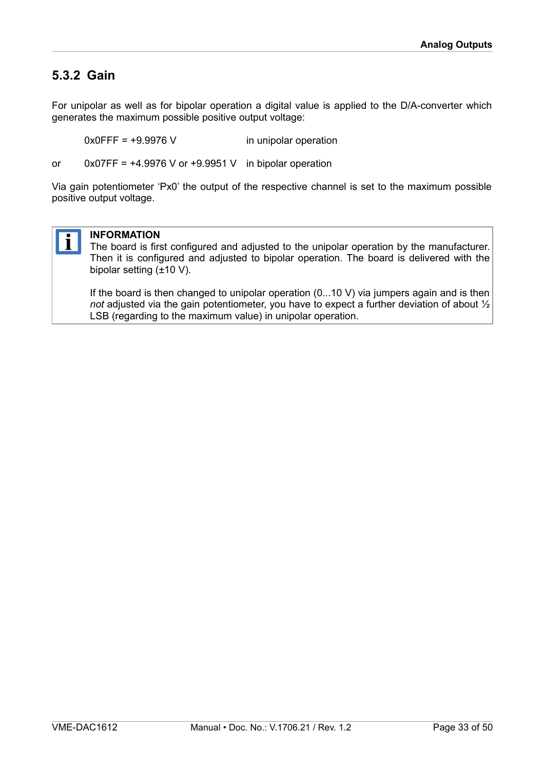### 5.3.2 Gain

For unipolar as well as for bipolar operation a digital value is applied to the D/A-converter which generates the maximum possible positive output voltage:

|  |  |  |
|---|---|---|
|  | 0x0FFF = +9.9976 V | in unipolar operation |
| or | 0x07FF = +4.9976 V or +9.9951 V | in bipolar operation |

Via gain potentiometer 'Px0' the output of the respective channel is set to the maximum possible positive output voltage.

> **INFORMATION**
> The board is first configured and adjusted to the unipolar operation by the manufacturer. Then it is configured and adjusted to bipolar operation. The board is delivered with the bipolar setting (±10 V).
>
> If the board is then changed to unipolar operation (0...10 V) via jumpers again and is then *not* adjusted via the gain potentiometer, you have to expect a further deviation of about ½ LSB (regarding to the maximum value) in unipolar operation.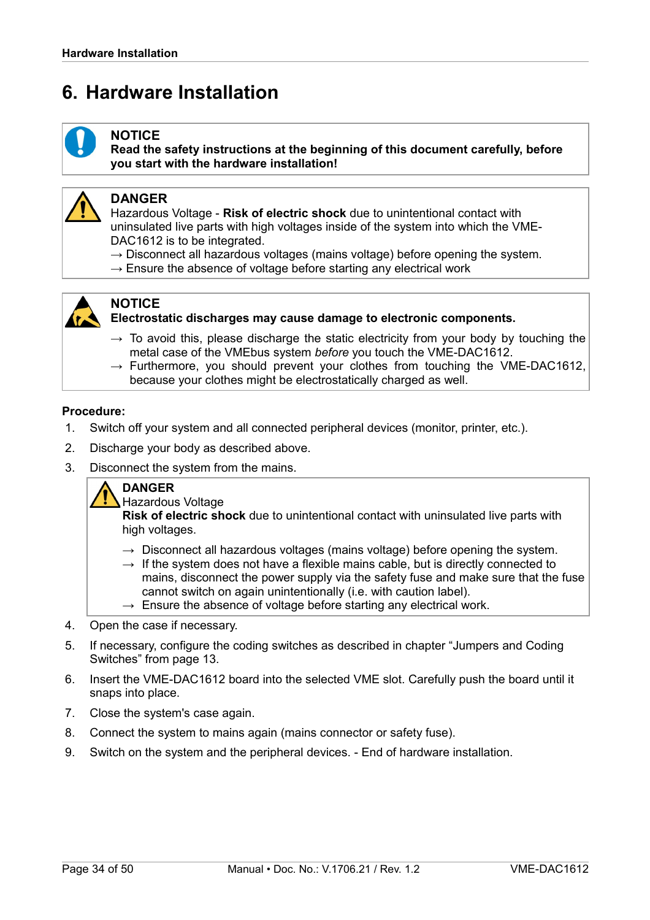// Hardware Installation

# 6. Hardware Installation

**NOTICE**
**Read the safety instructions at the beginning of this document carefully, before you start with the hardware installation!**

**DANGER**
Hazardous Voltage - **Risk of electric shock** due to unintentional contact with uninsulated live parts with high voltages inside of the system into which the VME-DAC1612 is to be integrated.
→ Disconnect all hazardous voltages (mains voltage) before opening the system.
→ Ensure the absence of voltage before starting any electrical work

**NOTICE**
**Electrostatic discharges may cause damage to electronic components.**

→ To avoid this, please discharge the static electricity from your body by touching the metal case of the VMEbus system *before* you touch the VME-DAC1612.
→ Furthermore, you should prevent your clothes from touching the VME-DAC1612, because your clothes might be electrostatically charged as well.

**Procedure:**

1. Switch off your system and all connected peripheral devices (monitor, printer, etc.).
2. Discharge your body as described above.
3. Disconnect the system from the mains.

   **DANGER**
   Hazardous Voltage
   **Risk of electric shock** due to unintentional contact with uninsulated live parts with high voltages.

   → Disconnect all hazardous voltages (mains voltage) before opening the system.
   → If the system does not have a flexible mains cable, but is directly connected to mains, disconnect the power supply via the safety fuse and make sure that the fuse cannot switch on again unintentionally (i.e. with caution label).
   → Ensure the absence of voltage before starting any electrical work.

4. Open the case if necessary.
5. If necessary, configure the coding switches as described in chapter “Jumpers and Coding Switches” from page 13.
6. Insert the VME-DAC1612 board into the selected VME slot. Carefully push the board until it snaps into place.
7. Close the system's case again.
8. Connect the system to mains again (mains connector or safety fuse).
9. Switch on the system and the peripheral devices. - End of hardware installation.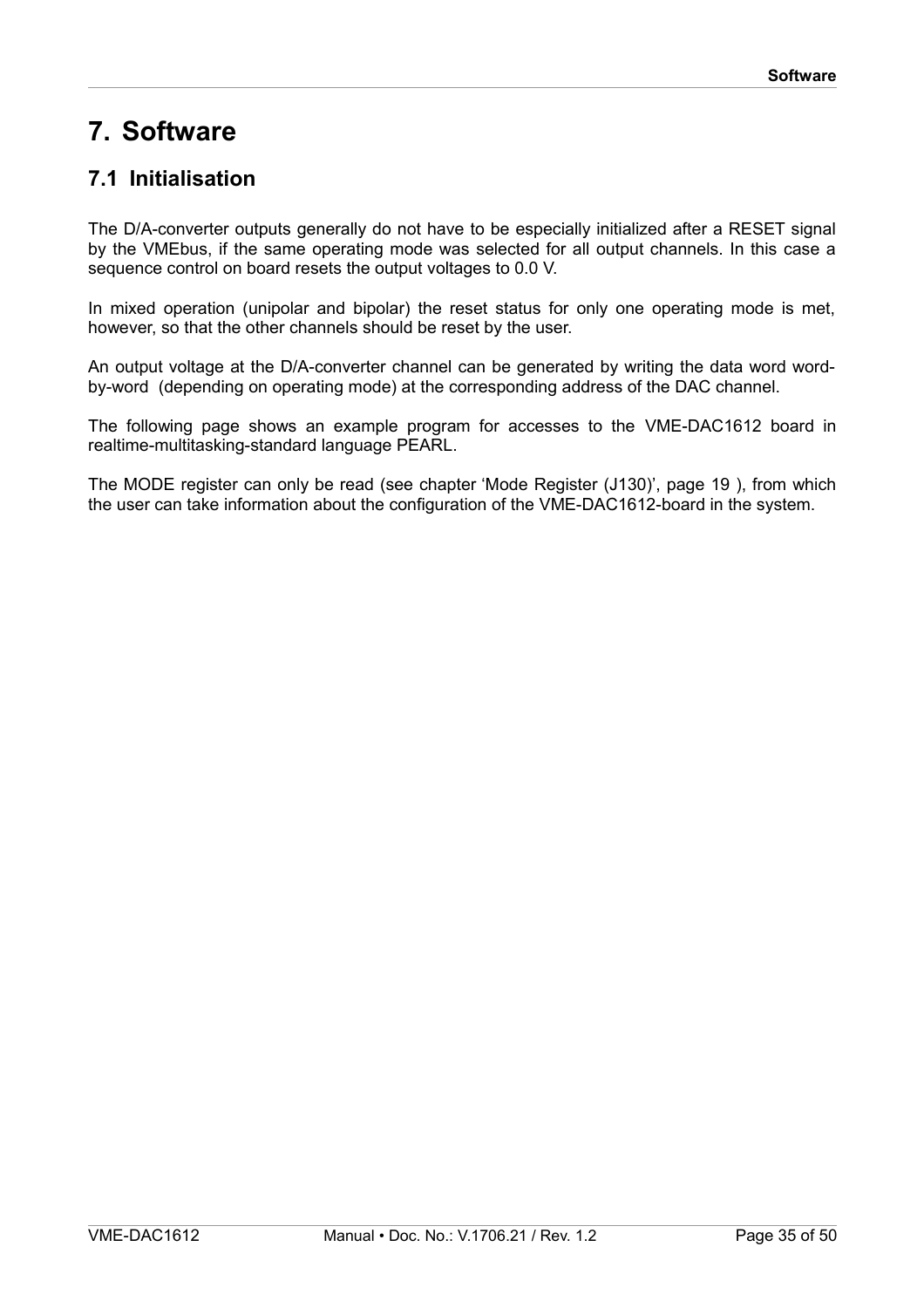# 7. Software

## 7.1 Initialisation

The D/A-converter outputs generally do not have to be especially initialized after a RESET signal by the VMEbus, if the same operating mode was selected for all output channels. In this case a sequence control on board resets the output voltages to 0.0 V.

In mixed operation (unipolar and bipolar) the reset status for only one operating mode is met, however, so that the other channels should be reset by the user.

An output voltage at the D/A-converter channel can be generated by writing the data word word-by-word (depending on operating mode) at the corresponding address of the DAC channel.

The following page shows an example program for accesses to the VME-DAC1612 board in realtime-multitasking-standard language PEARL.

The MODE register can only be read (see chapter 'Mode Register (J130)', page 19 ), from which the user can take information about the configuration of the VME-DAC1612-board in the system.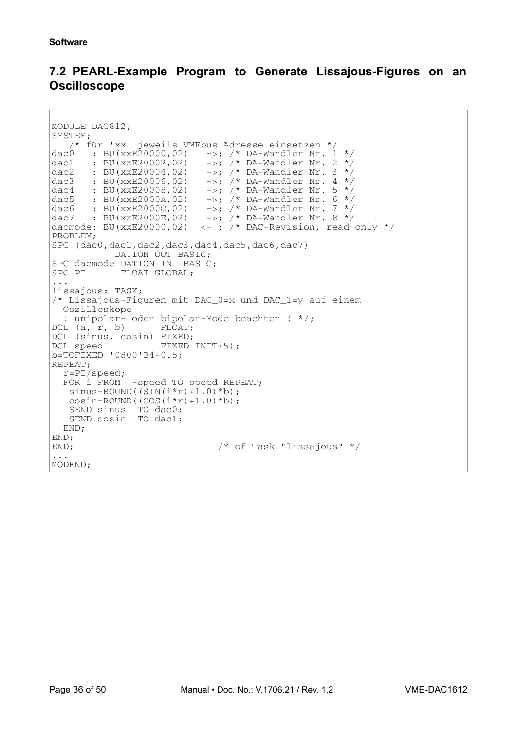## 7.2 PEARL-Example Program to Generate Lissajous-Figures on an Oscilloscope

```
MODULE DAC812;
SYSTEM;
   /* für 'xx' jeweils VMEbus Adresse einsetzen */
dac0   : BU(xxE20000,02)   ->; /* DA-Wandler Nr. 1 */
dac1   : BU(xxE20002,02)   ->; /* DA-Wandler Nr. 2 */
dac2   : BU(xxE20004,02)   ->; /* DA-Wandler Nr. 3 */
dac3   : BU(xxE20006,02)   ->; /* DA-Wandler Nr. 4 */
dac4   : BU(xxE20008,02)   ->; /* DA-Wandler Nr. 5 */
dac5   : BU(xxE2000A,02)   ->; /* DA-Wandler Nr. 6 */
dac6   : BU(xxE2000C,02)   ->; /* DA-Wandler Nr. 7 */
dac7   : BU(xxE2000E,02)   ->; /* DA-Wandler Nr. 8 */
dacmode: BU(xxE20000,02)  <- ; /* DAC-Revision, read only */
PROBLEM;
SPC (dac0,dac1,dac2,dac3,dac4,dac5,dac6,dac7)
           DATION OUT BASIC;
SPC dacmode DATION IN  BASIC;
SPC PI      FLOAT GLOBAL;
...
lissajous: TASK;
/* Lissajous-Figuren mit DAC_0=x und DAC_1=y auf einem
  Oszilloskope
  ! unipolar- oder bipolar-Mode beachten ! */;
DCL (a, r, b)       FLOAT;
DCL (sinus, cosin) FIXED;
DCL speed          FIXED INIT(5);
b=TOFIXED '0800'B4-0.5;
REPEAT;
  r=PI/speed;
  FOR i FROM  -speed TO speed REPEAT;
   sinus=ROUND((SIN(i*r)+1.0)*b);
   cosin=ROUND((COS(i*r)+1.0)*b);
   SEND sinus  TO dac0;
   SEND cosin  TO dac1;
  END;
END;
END;                         /* of Task "lissajous" */
...
MODEND;
```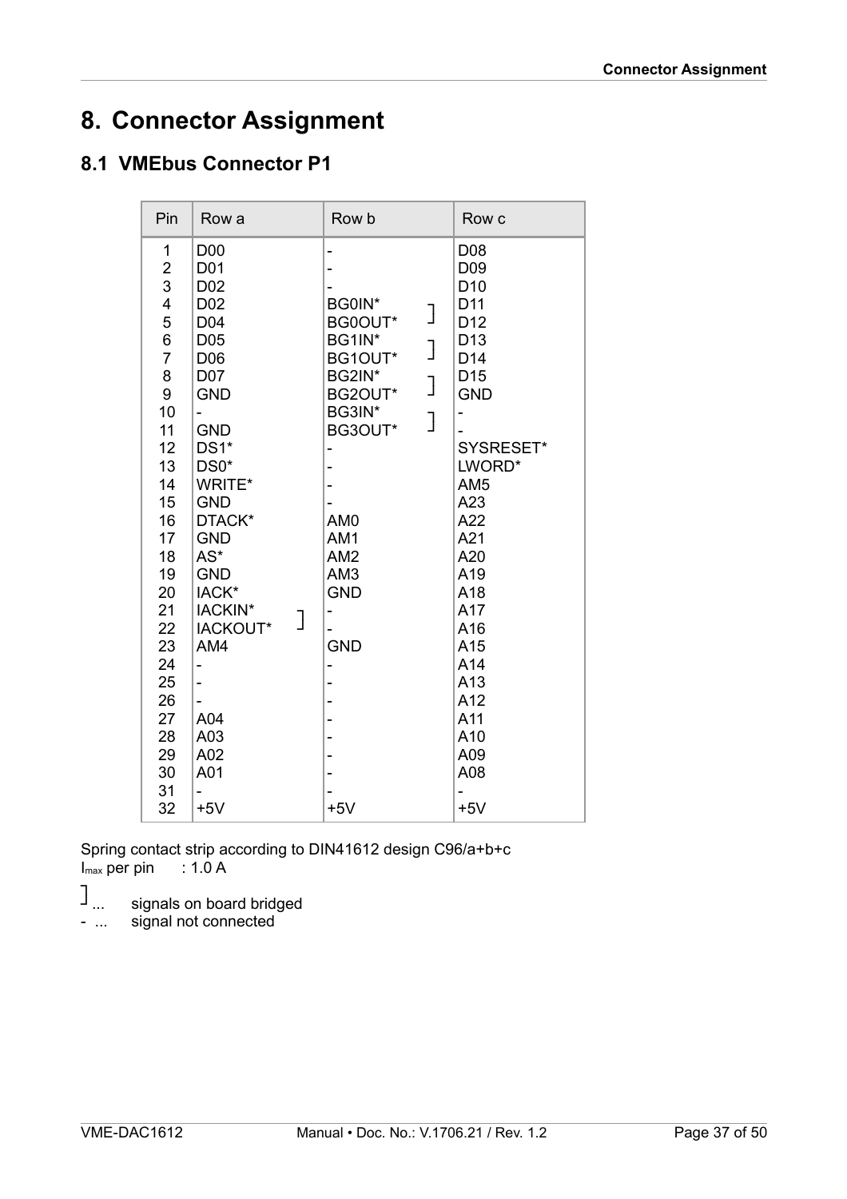# 8. Connector Assignment

## 8.1 VMEbus Connector P1

| Pin | Row a | Row b | Row c |
|---|---|---|---|
| 1 | D00 | - | D08 |
| 2 | D01 | - | D09 |
| 3 | D02 | - | D10 |
| 4 | D02 | BG0IN* ] | D11 |
| 5 | D04 | BG0OUT* ] | D12 |
| 6 | D05 | BG1IN* ] | D13 |
| 7 | D06 | BG1OUT* ] | D14 |
| 8 | D07 | BG2IN* ] | D15 |
| 9 | GND | BG2OUT* ] | GND |
| 10 | - | BG3IN* ] | - |
| 11 | GND | BG3OUT* ] | - |
| 12 | DS1* | - | SYSRESET* |
| 13 | DS0* | - | LWORD* |
| 14 | WRITE* | - | AM5 |
| 15 | GND | - | A23 |
| 16 | DTACK* | AM0 | A22 |
| 17 | GND | AM1 | A21 |
| 18 | AS* | AM2 | A20 |
| 19 | GND | AM3 | A19 |
| 20 | IACK* | GND | A18 |
| 21 | IACKIN* ] | - | A17 |
| 22 | IACKOUT* ] | - | A16 |
| 23 | AM4 | GND | A15 |
| 24 | - | - | A14 |
| 25 | - | - | A13 |
| 26 | - | - | A12 |
| 27 | A04 | - | A11 |
| 28 | A03 | - | A10 |
| 29 | A02 | - | A09 |
| 30 | A01 | - | A08 |
| 31 | - | - | - |
| 32 | +5V | +5V | +5V |

Spring contact strip according to DIN41612 design C96/a+b+c
$I_{max}$ per pin : 1.0 A

] ... signals on board bridged
- ... signal not connected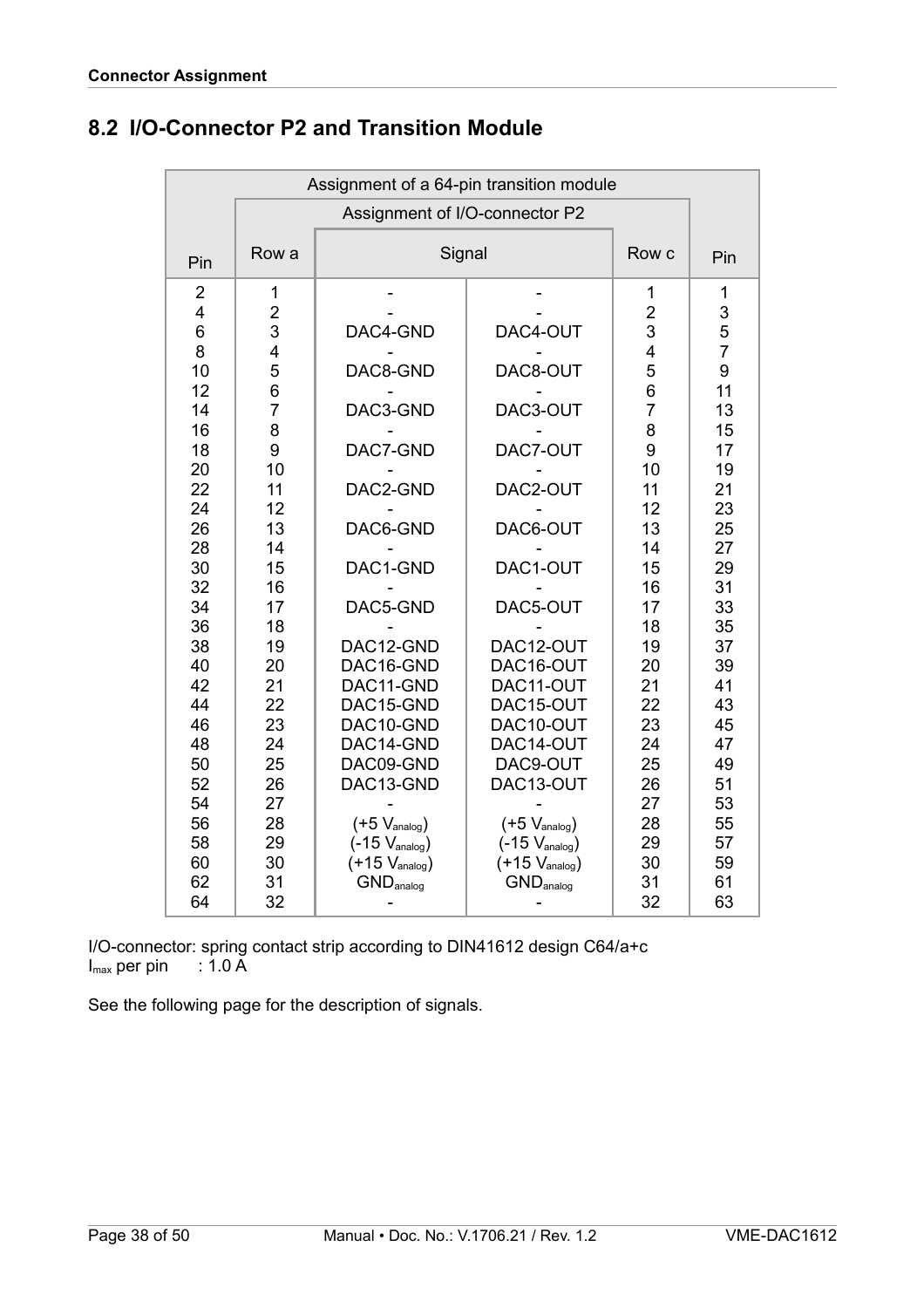## 8.2 I/O-Connector P2 and Transition Module

| Assignment of a 64-pin transition module | | | | | |
|---|---|---|---|---|---|
| | Assignment of I/O-connector P2 | | | | |
| Pin | Row a | Signal | | Row c | Pin |
| 2 | 1 | - | - | 1 | 1 |
| 4 | 2 | - | - | 2 | 3 |
| 6 | 3 | DAC4-GND | DAC4-OUT | 3 | 5 |
| 8 | 4 | - | - | 4 | 7 |
| 10 | 5 | DAC8-GND | DAC8-OUT | 5 | 9 |
| 12 | 6 | - | - | 6 | 11 |
| 14 | 7 | DAC3-GND | DAC3-OUT | 7 | 13 |
| 16 | 8 | - | - | 8 | 15 |
| 18 | 9 | DAC7-GND | DAC7-OUT | 9 | 17 |
| 20 | 10 | - | - | 10 | 19 |
| 22 | 11 | DAC2-GND | DAC2-OUT | 11 | 21 |
| 24 | 12 | - | - | 12 | 23 |
| 26 | 13 | DAC6-GND | DAC6-OUT | 13 | 25 |
| 28 | 14 | - | - | 14 | 27 |
| 30 | 15 | DAC1-GND | DAC1-OUT | 15 | 29 |
| 32 | 16 | - | - | 16 | 31 |
| 34 | 17 | DAC5-GND | DAC5-OUT | 17 | 33 |
| 36 | 18 | - | - | 18 | 35 |
| 38 | 19 | DAC12-GND | DAC12-OUT | 19 | 37 |
| 40 | 20 | DAC16-GND | DAC16-OUT | 20 | 39 |
| 42 | 21 | DAC11-GND | DAC11-OUT | 21 | 41 |
| 44 | 22 | DAC15-GND | DAC15-OUT | 22 | 43 |
| 46 | 23 | DAC10-GND | DAC10-OUT | 23 | 45 |
| 48 | 24 | DAC14-GND | DAC14-OUT | 24 | 47 |
| 50 | 25 | DAC09-GND | DAC9-OUT | 25 | 49 |
| 52 | 26 | DAC13-GND | DAC13-OUT | 26 | 51 |
| 54 | 27 | - | - | 27 | 53 |
| 56 | 28 | (+5 $V_{analog}$) | (+5 $V_{analog}$) | 28 | 55 |
| 58 | 29 | (-15 $V_{analog}$) | (-15 $V_{analog}$) | 29 | 57 |
| 60 | 30 | (+15 $V_{analog}$) | (+15 $V_{analog}$) | 30 | 59 |
| 62 | 31 | $GND_{analog}$ | $GND_{analog}$ | 31 | 61 |
| 64 | 32 | - | - | 32 | 63 |

I/O-connector: spring contact strip according to DIN41612 design C64/a+c
$I_{max}$ per pin : 1.0 A

See the following page for the description of signals.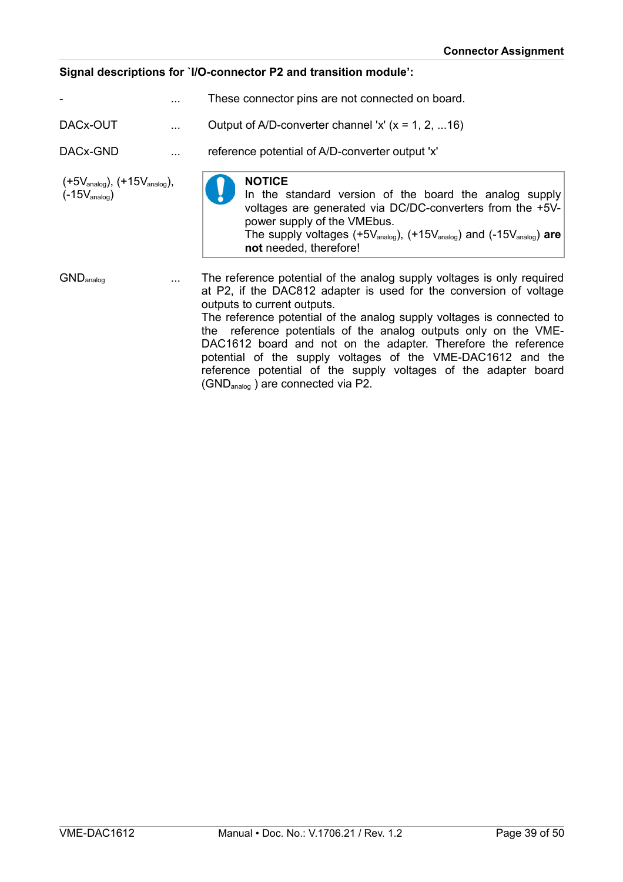**Signal descriptions for `I/O-connector P2 and transition module':**

| | | |
|---|---|---|
| - | ... | These connector pins are not connected on board. |
| DACx-OUT | ... | Output of A/D-converter channel 'x' (x = 1, 2, ...16) |
| DACx-GND | ... | reference potential of A/D-converter output 'x' |
| ($+5V_{analog}$), ($+15V_{analog}$), ($-15V_{analog}$) | | **NOTICE** In the standard version of the board the analog supply voltages are generated via DC/DC-converters from the +5V-power supply of the VMEbus. The supply voltages ($+5V_{analog}$), ($+15V_{analog}$) and ($-15V_{analog}$) **are not** needed, therefore! |
| $GND_{analog}$ | ... | The reference potential of the analog supply voltages is only required at P2, if the DAC812 adapter is used for the conversion of voltage outputs to current outputs. The reference potential of the analog supply voltages is connected to the reference potentials of the analog outputs only on the VME-DAC1612 board and not on the adapter. Therefore the reference potential of the supply voltages of the VME-DAC1612 and the reference potential of the supply voltages of the adapter board ($GND_{analog}$ ) are connected via P2. |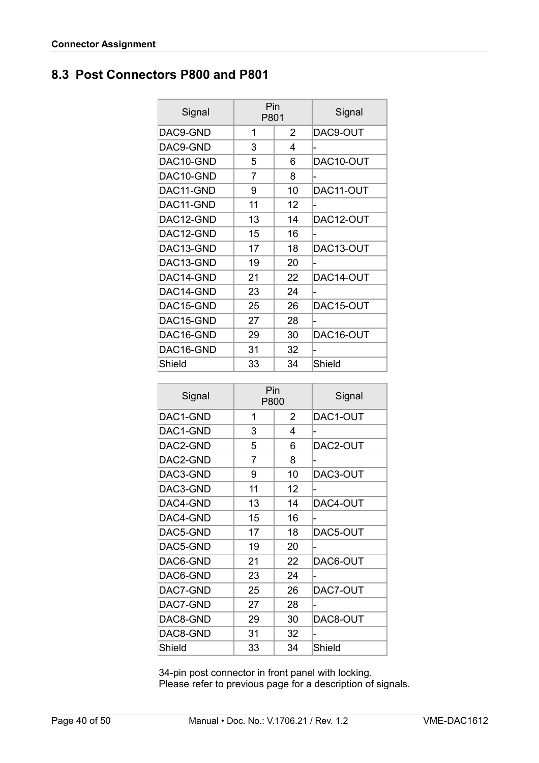## 8.3 Post Connectors P800 and P801

| Signal | Pin P801 | | Signal |
|---|---|---|---|
| DAC9-GND | 1 | 2 | DAC9-OUT |
| DAC9-GND | 3 | 4 | - |
| DAC10-GND | 5 | 6 | DAC10-OUT |
| DAC10-GND | 7 | 8 | - |
| DAC11-GND | 9 | 10 | DAC11-OUT |
| DAC11-GND | 11 | 12 | - |
| DAC12-GND | 13 | 14 | DAC12-OUT |
| DAC12-GND | 15 | 16 | - |
| DAC13-GND | 17 | 18 | DAC13-OUT |
| DAC13-GND | 19 | 20 | - |
| DAC14-GND | 21 | 22 | DAC14-OUT |
| DAC14-GND | 23 | 24 | - |
| DAC15-GND | 25 | 26 | DAC15-OUT |
| DAC15-GND | 27 | 28 | - |
| DAC16-GND | 29 | 30 | DAC16-OUT |
| DAC16-GND | 31 | 32 | - |
| Shield | 33 | 34 | Shield |

| Signal | Pin P800 | | Signal |
|---|---|---|---|
| DAC1-GND | 1 | 2 | DAC1-OUT |
| DAC1-GND | 3 | 4 | - |
| DAC2-GND | 5 | 6 | DAC2-OUT |
| DAC2-GND | 7 | 8 | - |
| DAC3-GND | 9 | 10 | DAC3-OUT |
| DAC3-GND | 11 | 12 | - |
| DAC4-GND | 13 | 14 | DAC4-OUT |
| DAC4-GND | 15 | 16 | - |
| DAC5-GND | 17 | 18 | DAC5-OUT |
| DAC5-GND | 19 | 20 | - |
| DAC6-GND | 21 | 22 | DAC6-OUT |
| DAC6-GND | 23 | 24 | - |
| DAC7-GND | 25 | 26 | DAC7-OUT |
| DAC7-GND | 27 | 28 | - |
| DAC8-GND | 29 | 30 | DAC8-OUT |
| DAC8-GND | 31 | 32 | - |
| Shield | 33 | 34 | Shield |

34-pin post connector in front panel with locking.
Please refer to previous page for a description of signals.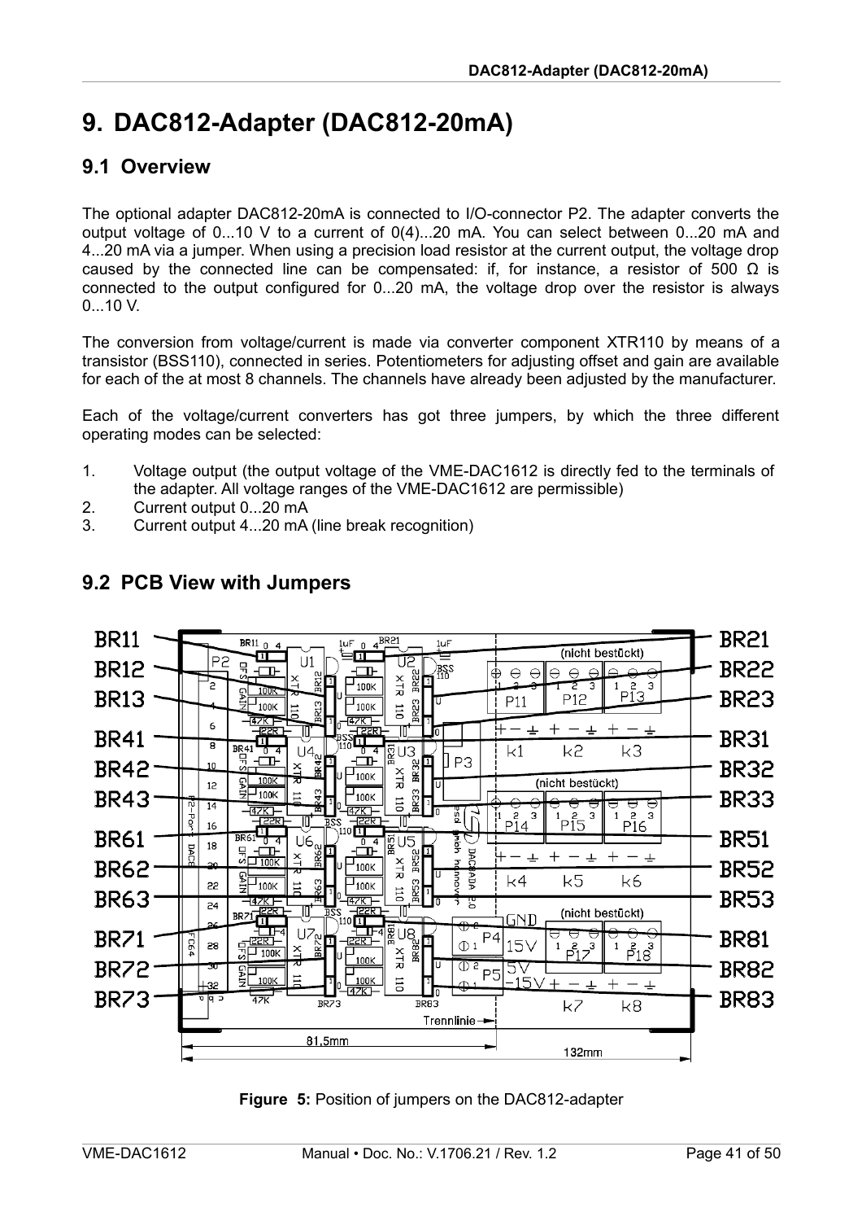# 9. DAC812-Adapter (DAC812-20mA)

## 9.1 Overview

The optional adapter DAC812-20mA is connected to I/O-connector P2. The adapter converts the output voltage of 0...10 V to a current of 0(4)...20 mA. You can select between 0...20 mA and 4...20 mA via a jumper. When using a precision load resistor at the current output, the voltage drop caused by the connected line can be compensated: if, for instance, a resistor of 500 Ω is connected to the output configured for 0...20 mA, the voltage drop over the resistor is always 0...10 V.

The conversion from voltage/current is made via converter component XTR110 by means of a transistor (BSS110), connected in series. Potentiometers for adjusting offset and gain are available for each of the at most 8 channels. The channels have already been adjusted by the manufacturer.

Each of the voltage/current converters has got three jumpers, by which the three different operating modes can be selected:

1. Voltage output (the output voltage of the VME-DAC1612 is directly fed to the terminals of the adapter. All voltage ranges of the VME-DAC1612 are permissible)
2. Current output 0...20 mA
3. Current output 4...20 mA (line break recognition)

## 9.2 PCB View with Jumpers

**Figure 5:** Position of jumpers on the DAC812-adapter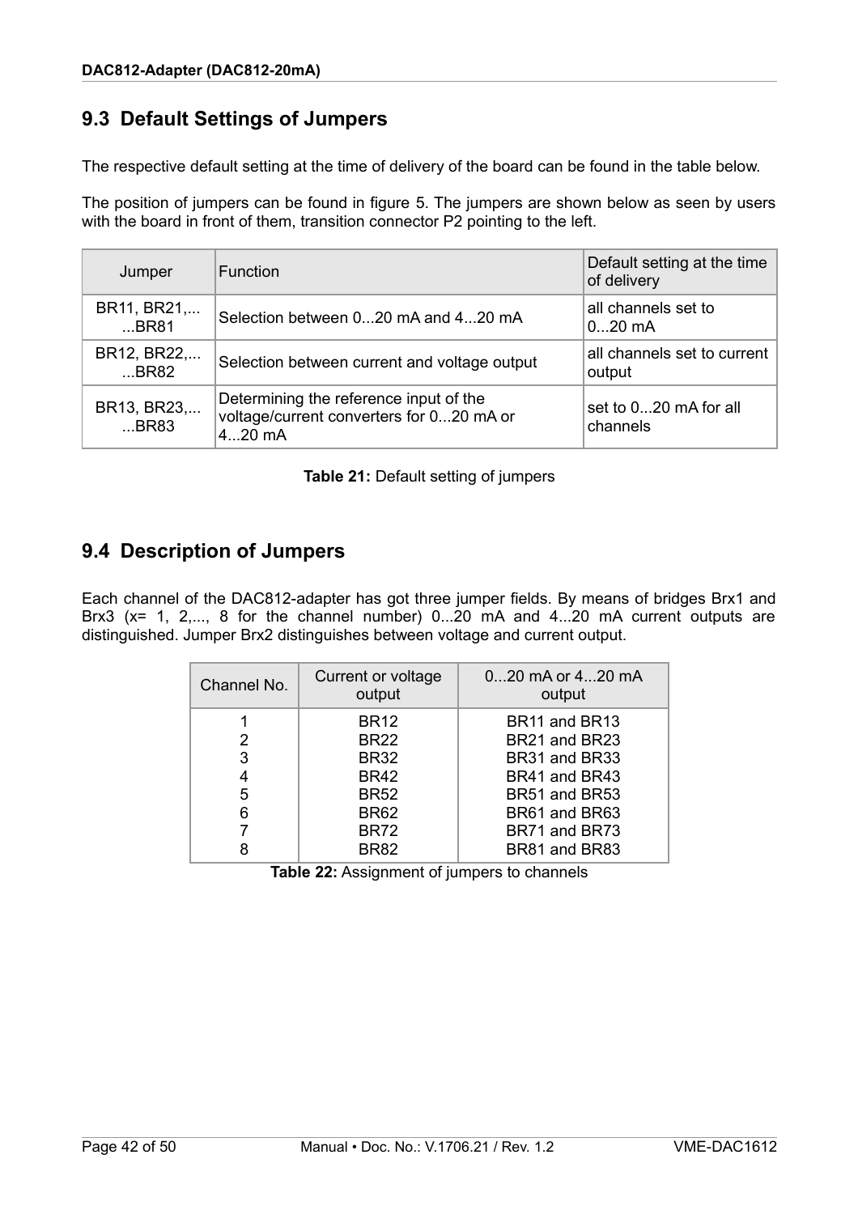## 9.3 Default Settings of Jumpers

The respective default setting at the time of delivery of the board can be found in the table below.

The position of jumpers can be found in figure 5. The jumpers are shown below as seen by users with the board in front of them, transition connector P2 pointing to the left.

| Jumper | Function | Default setting at the time of delivery |
|---|---|---|
| BR11, BR21,... ...BR81 | Selection between 0...20 mA and 4...20 mA | all channels set to 0...20 mA |
| BR12, BR22,... ...BR82 | Selection between current and voltage output | all channels set to current output |
| BR13, BR23,... ...BR83 | Determining the reference input of the voltage/current converters for 0...20 mA or 4...20 mA | set to 0...20 mA for all channels |

**Table 21:** Default setting of jumpers

## 9.4 Description of Jumpers

Each channel of the DAC812-adapter has got three jumper fields. By means of bridges Brx1 and Brx3 (x= 1, 2,..., 8 for the channel number) 0...20 mA and 4...20 mA current outputs are distinguished. Jumper Brx2 distinguishes between voltage and current output.

| Channel No. | Current or voltage output | 0...20 mA or 4...20 mA output |
|---|---|---|
| 1 | BR12 | BR11 and BR13 |
| 2 | BR22 | BR21 and BR23 |
| 3 | BR32 | BR31 and BR33 |
| 4 | BR42 | BR41 and BR43 |
| 5 | BR52 | BR51 and BR53 |
| 6 | BR62 | BR61 and BR63 |
| 7 | BR72 | BR71 and BR73 |
| 8 | BR82 | BR81 and BR83 |

**Table 22:** Assignment of jumpers to channels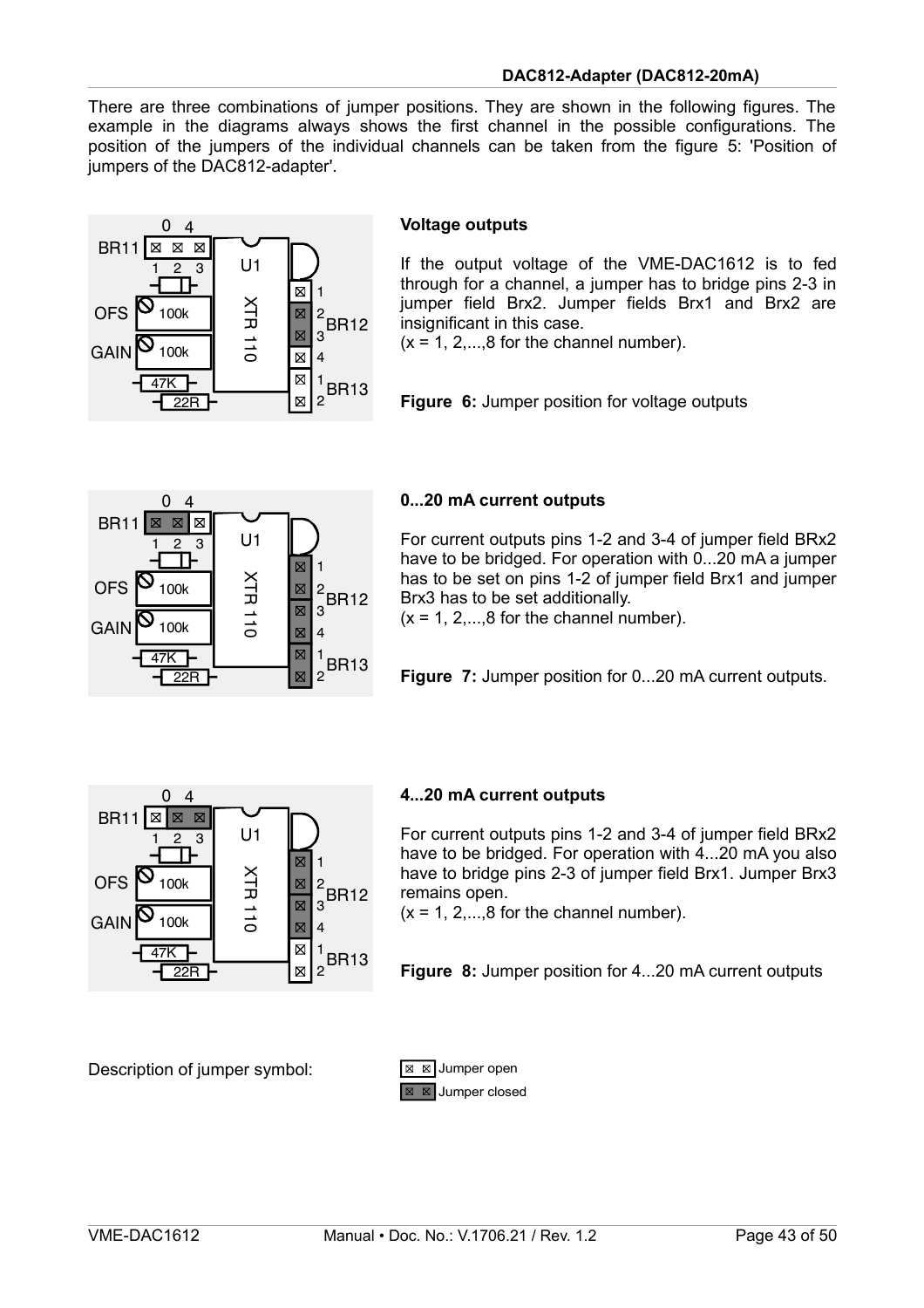There are three combinations of jumper positions. They are shown in the following figures. The example in the diagrams always shows the first channel in the possible configurations. The position of the jumpers of the individual channels can be taken from the figure 5: 'Position of jumpers of the DAC812-adapter'.

**Voltage outputs**

If the output voltage of the VME-DAC1612 is to fed through for a channel, a jumper has to bridge pins 2-3 in jumper field Brx2. Jumper fields Brx1 and Brx2 are insignificant in this case.
(x = 1, 2,...,8 for the channel number).

**Figure 6:** Jumper position for voltage outputs

**0...20 mA current outputs**

For current outputs pins 1-2 and 3-4 of jumper field BRx2 have to be bridged. For operation with 0...20 mA a jumper has to be set on pins 1-2 of jumper field Brx1 and jumper Brx3 has to be set additionally.
(x = 1, 2,...,8 for the channel number).

**Figure 7:** Jumper position for 0...20 mA current outputs.

**4...20 mA current outputs**

For current outputs pins 1-2 and 3-4 of jumper field BRx2 have to be bridged. For operation with 4...20 mA you also have to bridge pins 2-3 of jumper field Brx1. Jumper Brx3 remains open.
(x = 1, 2,...,8 for the channel number).

**Figure 8:** Jumper position for 4...20 mA current outputs

Description of jumper symbol:

- Jumper open
- Jumper closed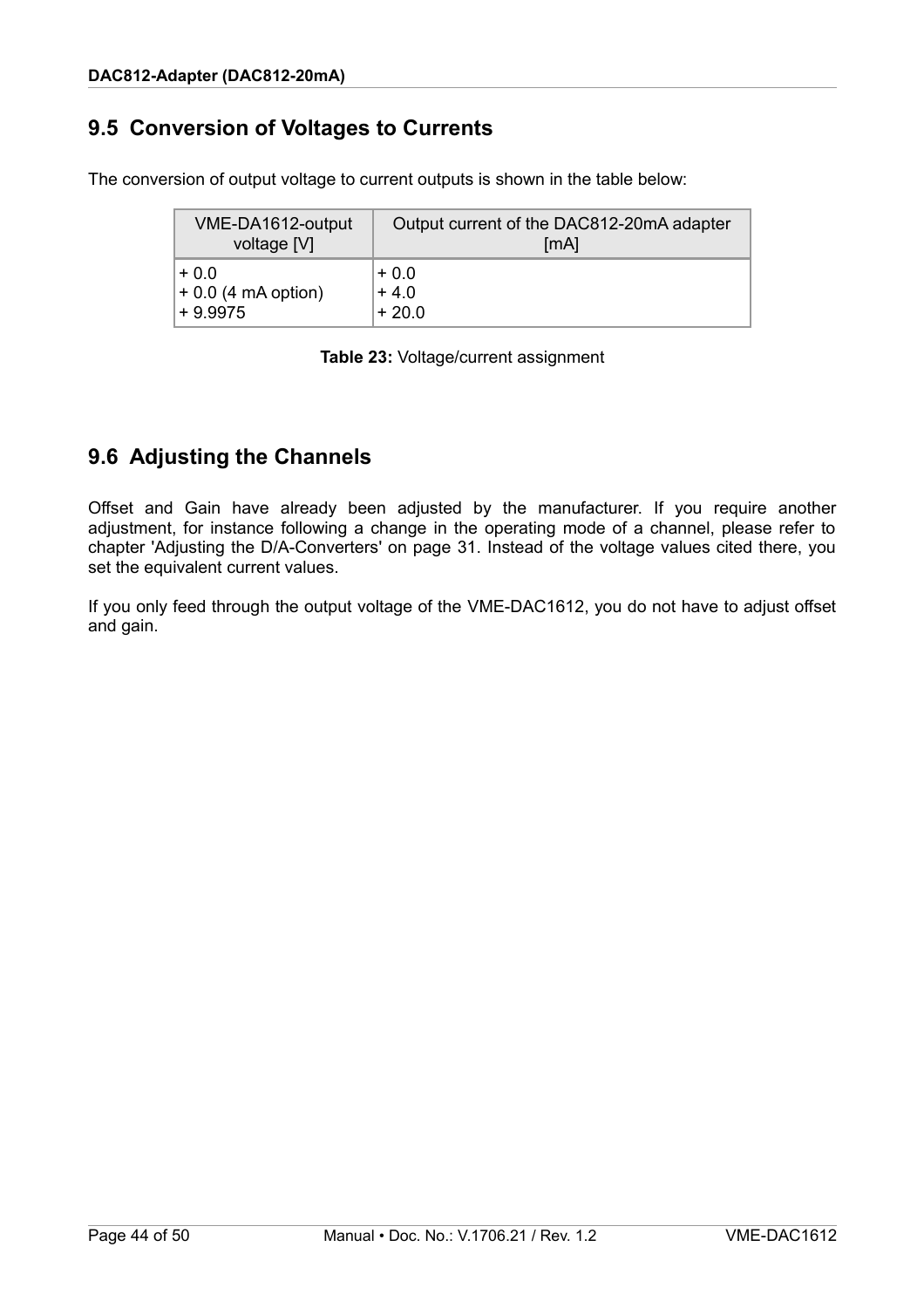## 9.5 Conversion of Voltages to Currents

The conversion of output voltage to current outputs is shown in the table below:

| VME-DA1612-output voltage [V] | Output current of the DAC812-20mA adapter [mA] |
|---|---|
| + 0.0<br>+ 0.0 (4 mA option)<br>+ 9.9975 | + 0.0<br>+ 4.0<br>+ 20.0 |

**Table 23:** Voltage/current assignment

## 9.6 Adjusting the Channels

Offset and Gain have already been adjusted by the manufacturer. If you require another adjustment, for instance following a change in the operating mode of a channel, please refer to chapter 'Adjusting the D/A-Converters' on page 31. Instead of the voltage values cited there, you set the equivalent current values.

If you only feed through the output voltage of the VME-DAC1612, you do not have to adjust offset and gain.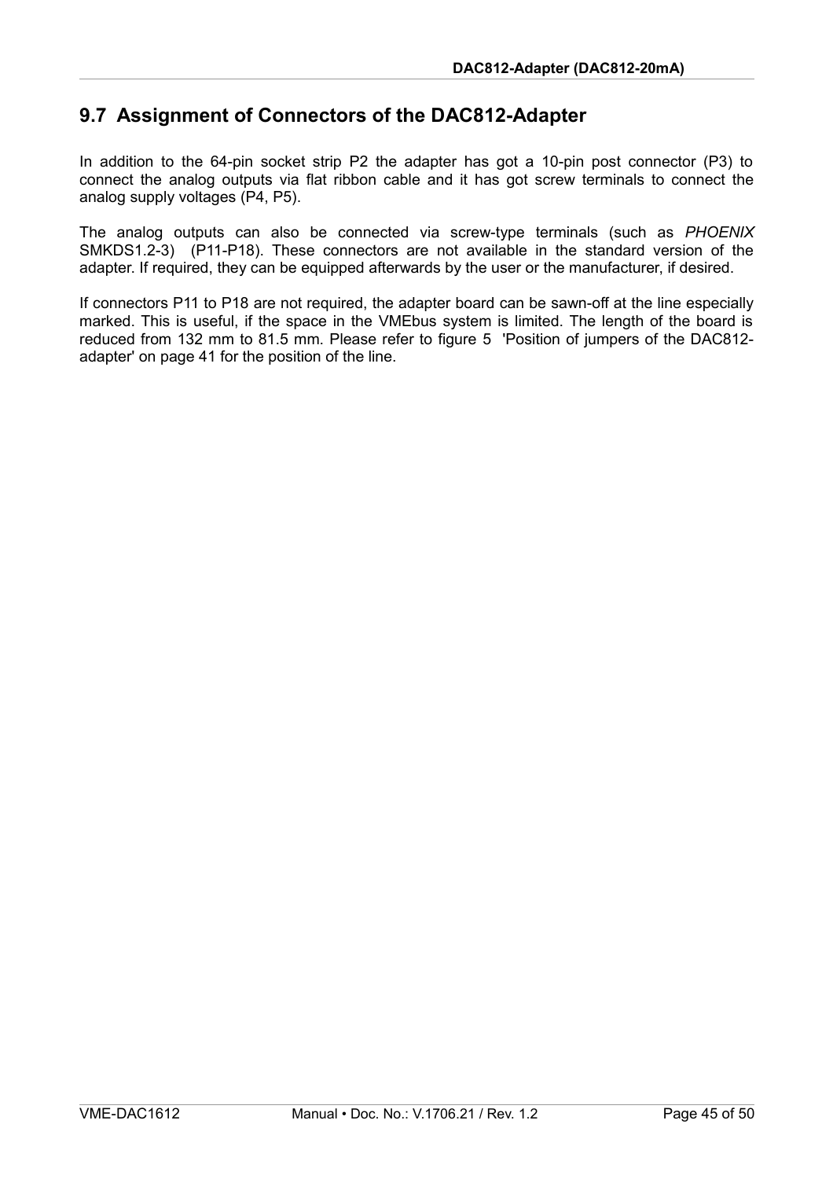## 9.7 Assignment of Connectors of the DAC812-Adapter

In addition to the 64-pin socket strip P2 the adapter has got a 10-pin post connector (P3) to connect the analog outputs via flat ribbon cable and it has got screw terminals to connect the analog supply voltages (P4, P5).

The analog outputs can also be connected via screw-type terminals (such as *PHOENIX* SMKDS1.2-3) (P11-P18). These connectors are not available in the standard version of the adapter. If required, they can be equipped afterwards by the user or the manufacturer, if desired.

If connectors P11 to P18 are not required, the adapter board can be sawn-off at the line especially marked. This is useful, if the space in the VMEbus system is limited. The length of the board is reduced from 132 mm to 81.5 mm. Please refer to figure 5 'Position of jumpers of the DAC812-adapter' on page 41 for the position of the line.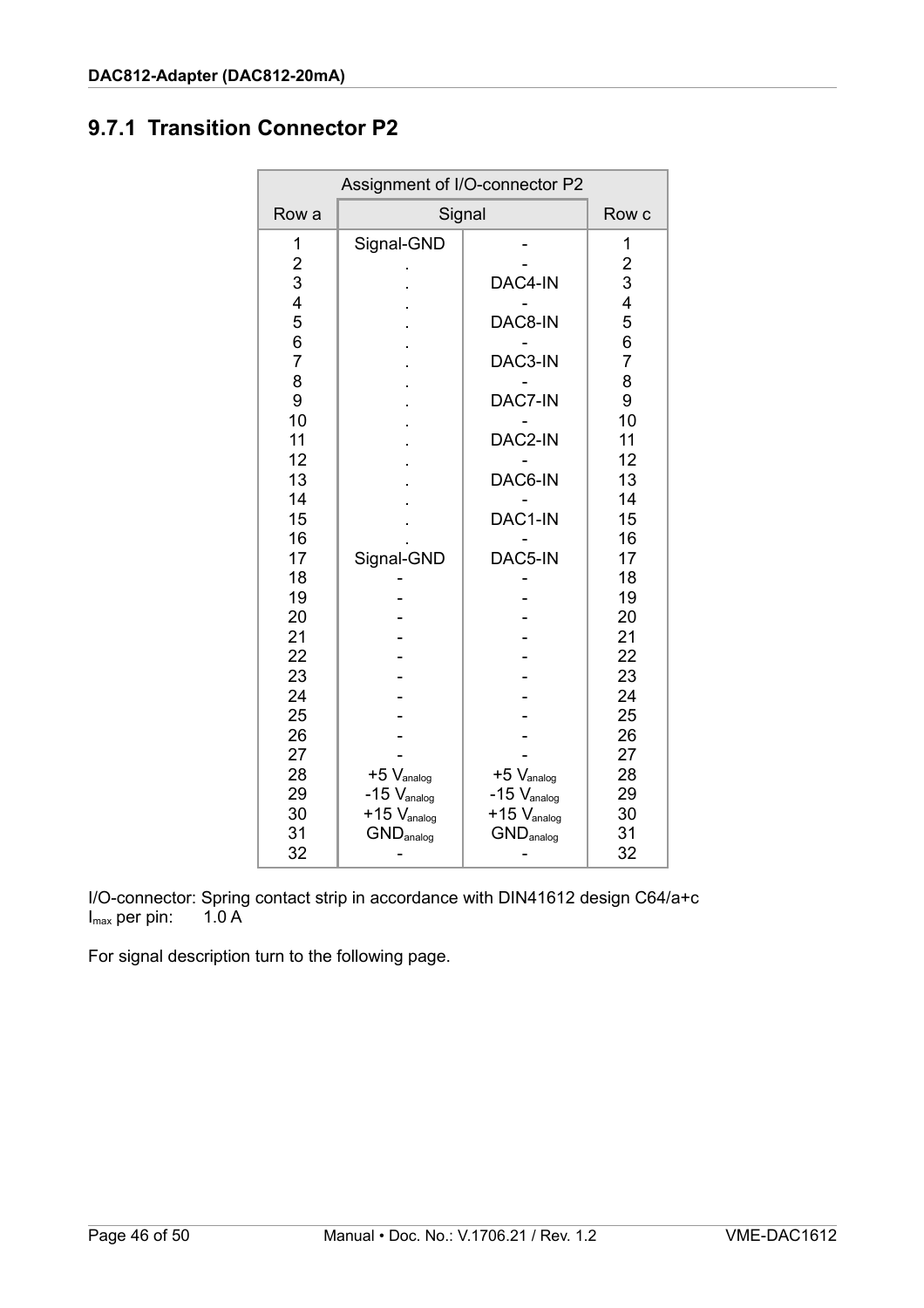## 9.7.1 Transition Connector P2

| Assignment of I/O-connector P2 | | | |
|---|---|---|---|
| Row a | Signal | | Row c |
| 1 | Signal-GND | - | 1 |
| 2 | . | - | 2 |
| 3 | . | DAC4-IN | 3 |
| 4 | . | - | 4 |
| 5 | . | DAC8-IN | 5 |
| 6 | . | - | 6 |
| 7 | . | DAC3-IN | 7 |
| 8 | . | - | 8 |
| 9 | . | DAC7-IN | 9 |
| 10 | . | - | 10 |
| 11 | . | DAC2-IN | 11 |
| 12 | . | - | 12 |
| 13 | . | DAC6-IN | 13 |
| 14 | . | - | 14 |
| 15 | . | DAC1-IN | 15 |
| 16 | . | - | 16 |
| 17 | Signal-GND | DAC5-IN | 17 |
| 18 | - | - | 18 |
| 19 | - | - | 19 |
| 20 | - | - | 20 |
| 21 | - | - | 21 |
| 22 | - | - | 22 |
| 23 | - | - | 23 |
| 24 | - | - | 24 |
| 25 | - | - | 25 |
| 26 | - | - | 26 |
| 27 | - | - | 27 |
| 28 | +5 $V_{analog}$ | +5 $V_{analog}$ | 28 |
| 29 | -15 $V_{analog}$ | -15 $V_{analog}$ | 29 |
| 30 | +15 $V_{analog}$ | +15 $V_{analog}$ | 30 |
| 31 | $GND_{analog}$ | $GND_{analog}$ | 31 |
| 32 | - | - | 32 |

I/O-connector: Spring contact strip in accordance with DIN41612 design C64/a+c
$I_{max}$ per pin: 1.0 A

For signal description turn to the following page.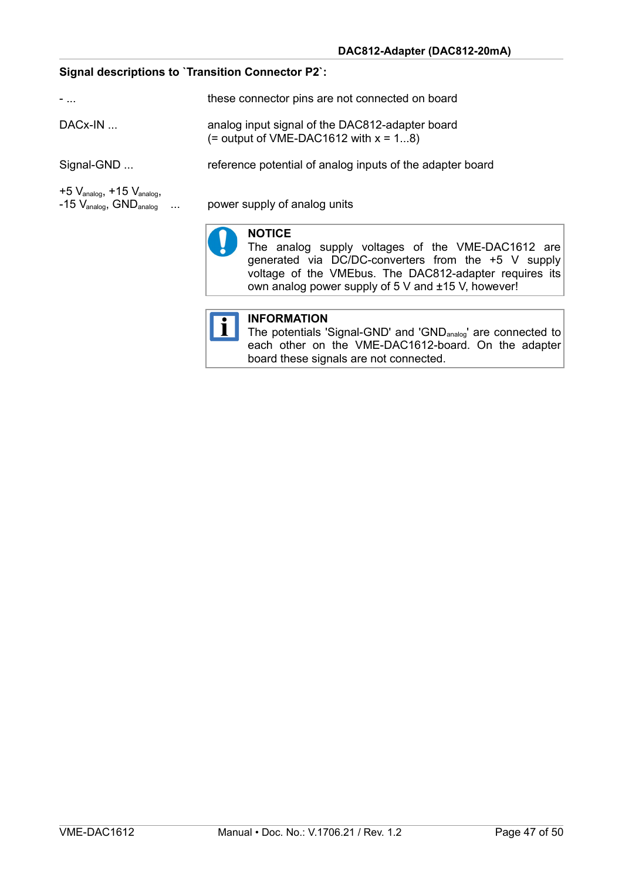**Signal descriptions to `Transition Connector P2`:**

| | |
|---|---|
| - ... | these connector pins are not connected on board |
| DACx-IN ... | analog input signal of the DAC812-adapter board (= output of VME-DAC1612 with x = 1...8) |
| Signal-GND ... | reference potential of analog inputs of the adapter board |
| +5 $V_{analog}$, +15 $V_{analog}$, -15 $V_{analog}$, $GND_{analog}$ ... | power supply of analog units |

> **NOTICE**
> The analog supply voltages of the VME-DAC1612 are generated via DC/DC-converters from the +5 V supply voltage of the VMEbus. The DAC812-adapter requires its own analog power supply of 5 V and ±15 V, however!

> **INFORMATION**
> The potentials 'Signal-GND' and '$GND_{analog}$' are connected to each other on the VME-DAC1612-board. On the adapter board these signals are not connected.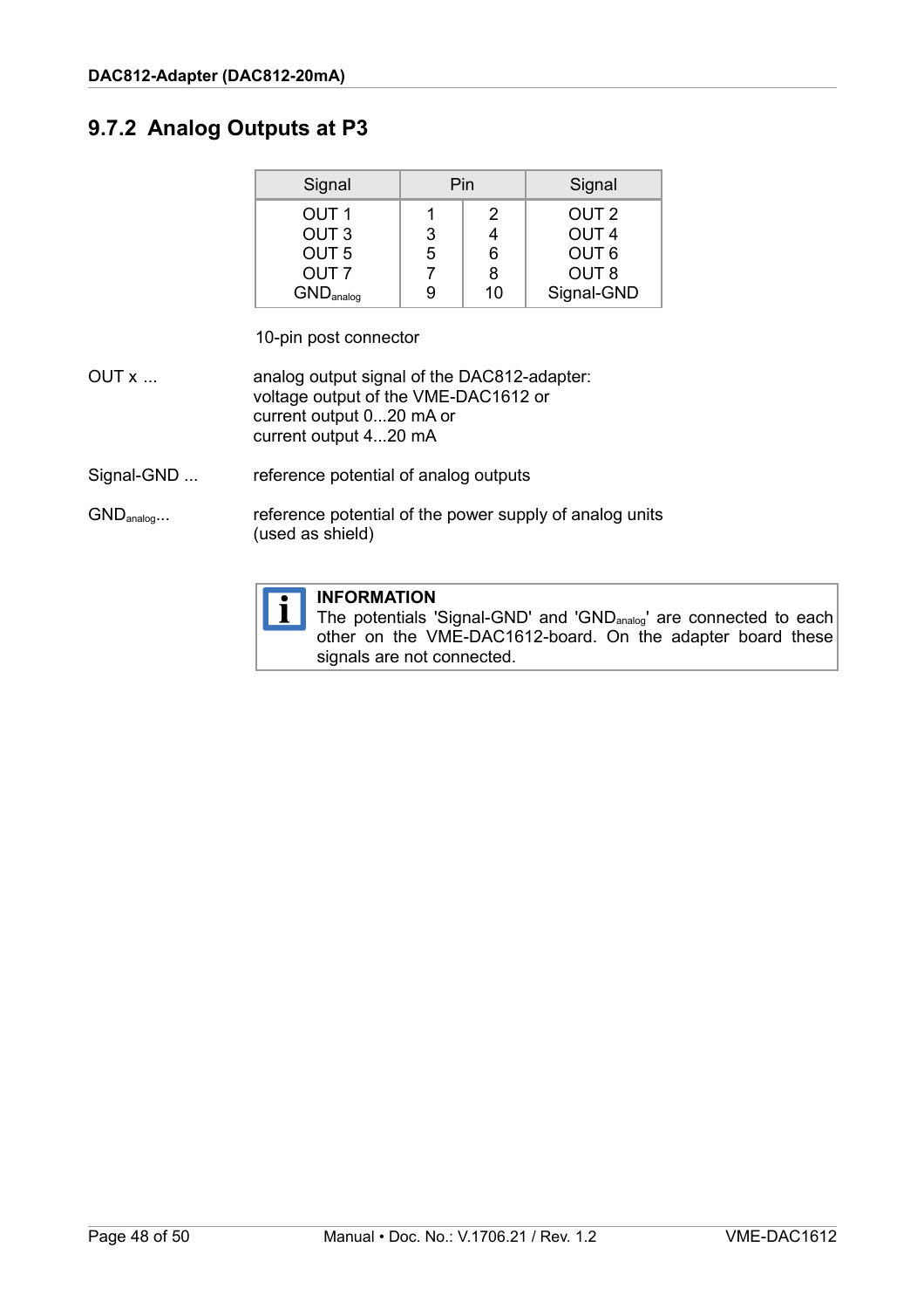## 9.7.2 Analog Outputs at P3

| Signal | Pin | | Signal |
|---|---|---|---|
| OUT 1 | 1 | 2 | OUT 2 |
| OUT 3 | 3 | 4 | OUT 4 |
| OUT 5 | 5 | 6 | OUT 6 |
| OUT 7 | 7 | 8 | OUT 8 |
| $GND_{analog}$ | 9 | 10 | Signal-GND |

10-pin post connector

OUT x ... analog output signal of the DAC812-adapter:
voltage output of the VME-DAC1612 or
current output 0...20 mA or
current output 4...20 mA

Signal-GND ... reference potential of analog outputs

$GND_{analog}$... reference potential of the power supply of analog units
(used as shield)

**INFORMATION**
The potentials 'Signal-GND' and '$GND_{analog}$' are connected to each other on the VME-DAC1612-board. On the adapter board these signals are not connected.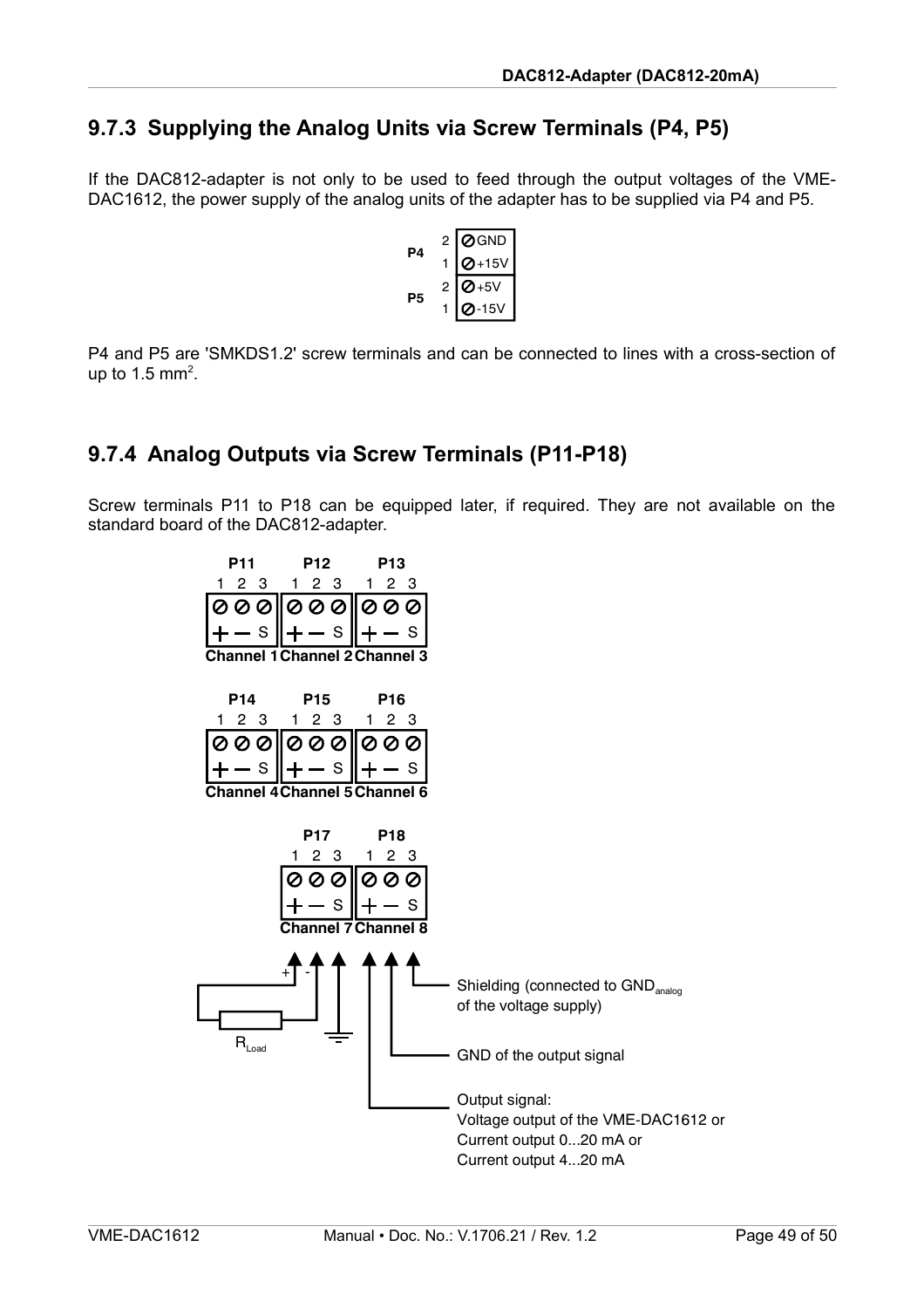## 9.7.3 Supplying the Analog Units via Screw Terminals (P4, P5)

If the DAC812-adapter is not only to be used to feed through the output voltages of the VME-DAC1612, the power supply of the analog units of the adapter has to be supplied via P4 and P5.

| | Pin | Signal |
|---|---|---|
| P4 | 2 | GND |
| | 1 | +15V |
| P5 | 2 | +5V |
| | 1 | -15V |

P4 and P5 are 'SMKDS1.2' screw terminals and can be connected to lines with a cross-section of up to 1.5 mm$^2$.

## 9.7.4 Analog Outputs via Screw Terminals (P11-P18)

Screw terminals P11 to P18 can be equipped later, if required. They are not available on the standard board of the DAC812-adapter.

| Terminal | Pin 1 | Pin 2 | Pin 3 | Channel |
|---|---|---|---|---|
| P11 | + | – | S | Channel 1 |
| P12 | + | – | S | Channel 2 |
| P13 | + | – | S | Channel 3 |
| P14 | + | – | S | Channel 4 |
| P15 | + | – | S | Channel 5 |
| P16 | + | – | S | Channel 6 |
| P17 | + | – | S | Channel 7 |
| P18 | + | – | S | Channel 8 |

$R_{Load}$

- Shielding (connected to $GND_{analog}$ of the voltage supply)
- GND of the output signal
- Output signal: Voltage output of the VME-DAC1612 or Current output 0...20 mA or Current output 4...20 mA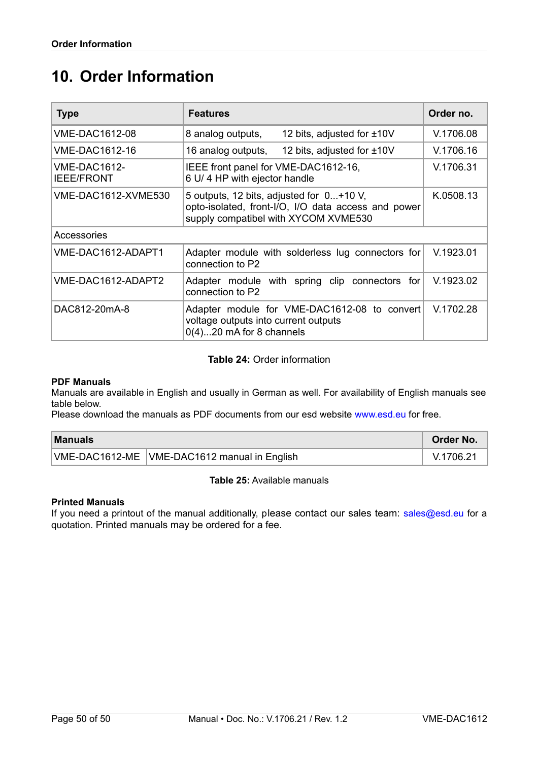# 10. Order Information

| Type | Features | Order no. |
|---|---|---|
| VME-DAC1612-08 | 8 analog outputs, 12 bits, adjusted for ±10V | V.1706.08 |
| VME-DAC1612-16 | 16 analog outputs, 12 bits, adjusted for ±10V | V.1706.16 |
| VME-DAC1612-IEEE/FRONT | IEEE front panel for VME-DAC1612-16, 6 U/ 4 HP with ejector handle | V.1706.31 |
| VME-DAC1612-XVME530 | 5 outputs, 12 bits, adjusted for 0...+10 V, opto-isolated, front-I/O, I/O data access and power supply compatibel with XYCOM XVME530 | K.0508.13 |
| Accessories | | |
| VME-DAC1612-ADAPT1 | Adapter module with solderless lug connectors for connection to P2 | V.1923.01 |
| VME-DAC1612-ADAPT2 | Adapter module with spring clip connectors for connection to P2 | V.1923.02 |
| DAC812-20mA-8 | Adapter module for VME-DAC1612-08 to convert voltage outputs into current outputs 0(4)...20 mA for 8 channels | V.1702.28 |

**Table 24:** Order information

**PDF Manuals**
Manuals are available in English and usually in German as well. For availability of English manuals see table below.
Please download the manuals as PDF documents from our esd website www.esd.eu for free.

| Manuals | | Order No. |
|---|---|---|
| VME-DAC1612-ME | VME-DAC1612 manual in English | V.1706.21 |

**Table 25:** Available manuals

**Printed Manuals**
If you need a printout of the manual additionally, please contact our sales team: sales@esd.eu for a quotation. Printed manuals may be ordered for a fee.